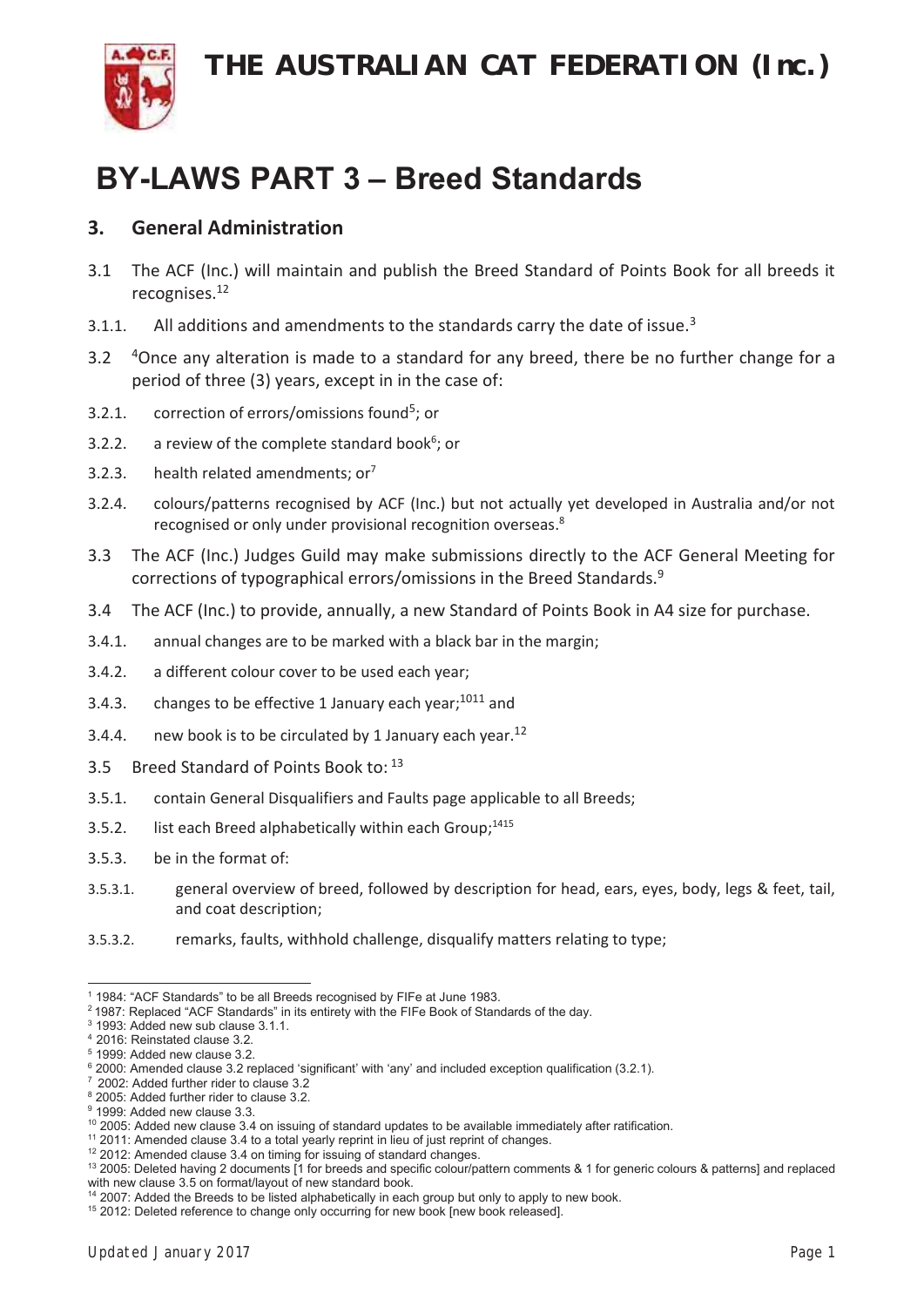# THE AUSTRALIAN CAT FEDERATION (Inc.)

# BY-LAWS PART 3 – Breed Standards

## 3. General Administration

3.1 The ACF (Inc.) will maintain and publish the Breed Standard of Points Book for all breeds it recognises.[1][2]

3.1.1. All additions and amendments to the standards carry the date of issue.[3]

3.2 [4]Once any alteration is made to a standard for any breed, there be no further change for a period of three (3) years, except in in the case of:

3.2.1. correction of errors/omissions found[5]; or

3.2.2. a review of the complete standard book[6]; or

3.2.3. health related amendments; or[7]

3.2.4. colours/patterns recognised by ACF (Inc.) but not actually yet developed in Australia and/or not recognised or only under provisional recognition overseas.[8]

3.3 The ACF (Inc.) Judges Guild may make submissions directly to the ACF General Meeting for corrections of typographical errors/omissions in the Breed Standards.[9]

3.4 The ACF (Inc.) to provide, annually, a new Standard of Points Book in A4 size for purchase.

3.4.1. annual changes are to be marked with a black bar in the margin;

3.4.2. a different colour cover to be used each year;

3.4.3. changes to be effective 1 January each year;[10][11] and

3.4.4. new book is to be circulated by 1 January each year.[12]

3.5 Breed Standard of Points Book to: [13]

3.5.1. contain General Disqualifiers and Faults page applicable to all Breeds;

3.5.2. list each Breed alphabetically within each Group;[14][15]

3.5.3. be in the format of:

3.5.3.1. general overview of breed, followed by description for head, ears, eyes, body, legs & feet, tail, and coat description;

3.5.3.2. remarks, faults, withhold challenge, disqualify matters relating to type;

---

[1] 1984: "ACF Standards" to be all Breeds recognised by FIFe at June 1983.
[2] 1987: Replaced "ACF Standards" in its entirety with the FIFe Book of Standards of the day.
[3] 1993: Added new sub clause 3.1.1.
[4] 2016: Reinstated clause 3.2.
[5] 1999: Added new clause 3.2.
[6] 2000: Amended clause 3.2 replaced 'significant' with 'any' and included exception qualification (3.2.1).
[7] 2002: Added further rider to clause 3.2
[8] 2005: Added further rider to clause 3.2.
[9] 1999: Added new clause 3.3.
[10] 2005: Added new clause 3.4 on issuing of standard updates to be available immediately after ratification.
[11] 2011: Amended clause 3.4 to a total yearly reprint in lieu of just reprint of changes.
[12] 2012: Amended clause 3.4 on timing for issuing of standard changes.
[13] 2005: Deleted having 2 documents [1 for breeds and specific colour/pattern comments & 1 for generic colours & patterns] and replaced with new clause 3.5 on format/layout of new standard book.
[14] 2007: Added the Breeds to be listed alphabetically in each group but only to apply to new book.
[15] 2012: Deleted reference to change only occurring for new book [new book released].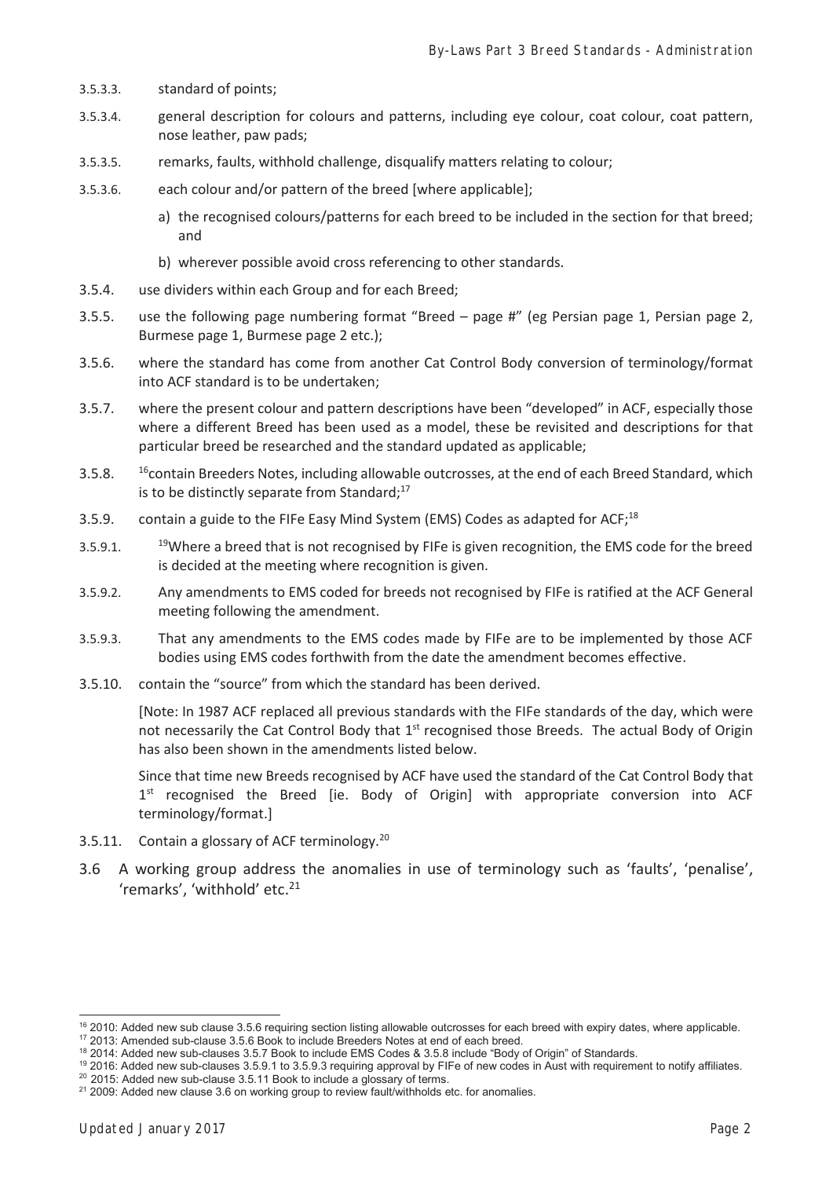3.5.3.3. standard of points;

3.5.3.4. general description for colours and patterns, including eye colour, coat colour, coat pattern, nose leather, paw pads;

3.5.3.5. remarks, faults, withhold challenge, disqualify matters relating to colour;

3.5.3.6. each colour and/or pattern of the breed [where applicable];

a) the recognised colours/patterns for each breed to be included in the section for that breed; and

b) wherever possible avoid cross referencing to other standards.

3.5.4. use dividers within each Group and for each Breed;

3.5.5. use the following page numbering format "Breed – page #" (eg Persian page 1, Persian page 2, Burmese page 1, Burmese page 2 etc.);

3.5.6. where the standard has come from another Cat Control Body conversion of terminology/format into ACF standard is to be undertaken;

3.5.7. where the present colour and pattern descriptions have been "developed" in ACF, especially those where a different Breed has been used as a model, these be revisited and descriptions for that particular breed be researched and the standard updated as applicable;

3.5.8. [16]contain Breeders Notes, including allowable outcrosses, at the end of each Breed Standard, which is to be distinctly separate from Standard;[17]

3.5.9. contain a guide to the FIFe Easy Mind System (EMS) Codes as adapted for ACF;[18]

3.5.9.1. [19]Where a breed that is not recognised by FIFe is given recognition, the EMS code for the breed is decided at the meeting where recognition is given.

3.5.9.2. Any amendments to EMS coded for breeds not recognised by FIFe is ratified at the ACF General meeting following the amendment.

3.5.9.3. That any amendments to the EMS codes made by FIFe are to be implemented by those ACF bodies using EMS codes forthwith from the date the amendment becomes effective.

3.5.10. contain the "source" from which the standard has been derived.

[Note: In 1987 ACF replaced all previous standards with the FIFe standards of the day, which were not necessarily the Cat Control Body that 1st recognised those Breeds. The actual Body of Origin has also been shown in the amendments listed below.

Since that time new Breeds recognised by ACF have used the standard of the Cat Control Body that 1st recognised the Breed [ie. Body of Origin] with appropriate conversion into ACF terminology/format.]

3.5.11. Contain a glossary of ACF terminology.[20]

3.6 A working group address the anomalies in use of terminology such as 'faults', 'penalise', 'remarks', 'withhold' etc.[21]

---

[16] 2010: Added new sub clause 3.5.6 requiring section listing allowable outcrosses for each breed with expiry dates, where applicable.

[17] 2013: Amended sub-clause 3.5.6 Book to include Breeders Notes at end of each breed.

[18] 2014: Added new sub-clauses 3.5.7 Book to include EMS Codes & 3.5.8 include "Body of Origin" of Standards.

[19] 2016: Added new sub-clauses 3.5.9.1 to 3.5.9.3 requiring approval by FIFe of new codes in Aust with requirement to notify affiliates.

[20] 2015: Added new sub-clause 3.5.11 Book to include a glossary of terms.

[21] 2009: Added new clause 3.6 on working group to review fault/withholds etc. for anomalies.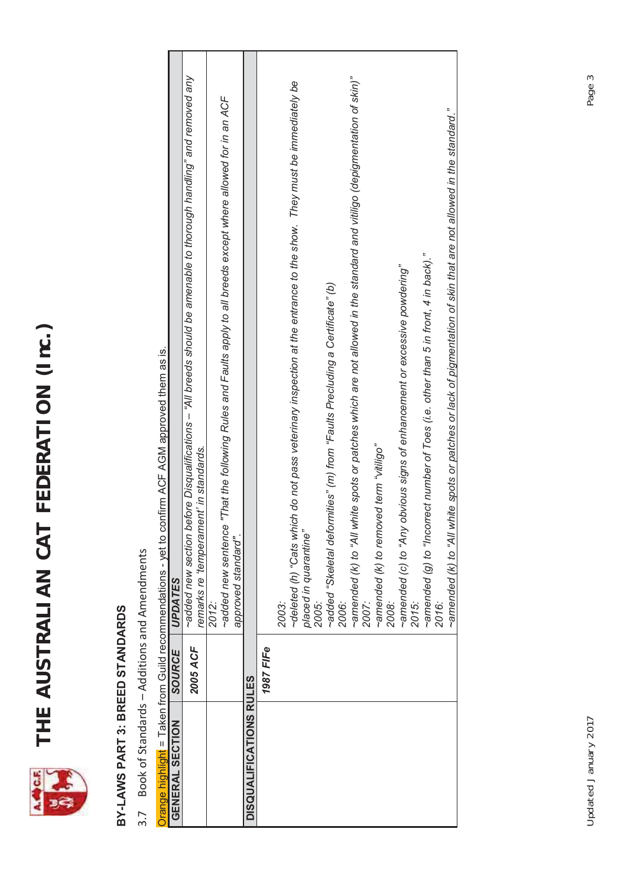# THE AUSTRALIAN CAT FEDERATION (Inc.)

## BY-LAWS PART 3: BREED STANDARDS

### 3.7 Book of Standards – Additions and Amendments

Orange highlight = Taken from Guild recommendations - yet to confirm ACF AGM approved them as is.

| GENERAL SECTION | SOURCE | UPDATES |
|---|---|---|
| | **2005 ACF** | *~added new section before Disqualifications – "All breeds should be amenable to thorough handling" and removed any remarks re 'temperament' in standards.* |
| | | *2012:*<br>*~added new sentence "That the following Rules and Faults apply to all breeds except where allowed for in an ACF approved standard".* |
| **DISQUALIFICATIONS RULES** | | |
| | **1987 FIFe** | *2003:*<br>*~deleted (h) "Cats which do not pass veterinary inspection at the entrance to the show. They must be immediately be placed in quarantine"*<br>*2005:*<br>*~added "Skeletal deformities" (m) from "Faults Precluding a Certificate" (b)*<br>*2006:*<br>*~amended (k) to "All white spots or patches which are not allowed in the standard and vitiligo (depigmentation of skin)"*<br>*2007:*<br>*~amended (k) to removed term "vitiligo"*<br>*2008:*<br>*~amended (c) to "Any obvious signs of enhancement or excessive powdering"*<br>*2015:*<br>*~amended (g) to "Incorrect number of Toes (i.e. other than 5 in front, 4 in back)."*<br>*2016:*<br>*~amended (k) to "All white spots or patches or lack of pigmentation of skin that are not allowed in the standard."* |

Updated January 2017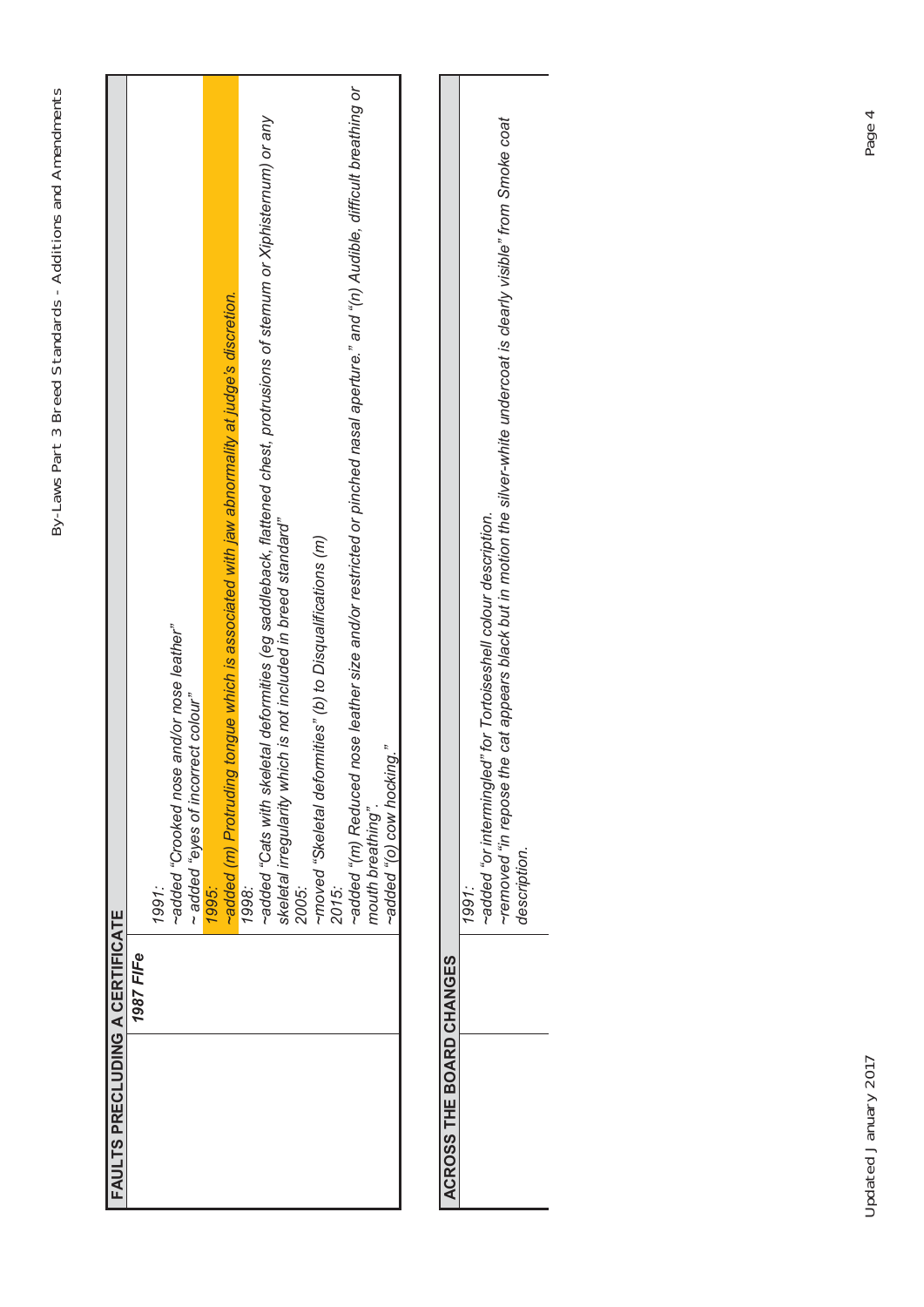## FAULTS PRECLUDING A CERTIFICATE

| 1987 FIFe | |
|---|---|
| | *1991:*<br>*~added "Crooked nose and/or nose leather"*<br>*~ added "eyes of incorrect colour"* |
| | *1995:*<br>*~added (m) Protruding tongue which is associated with jaw abnormality at judge's discretion.* |
| | *1998:*<br>*~added "Cats with skeletal deformities (eg saddleback, flattened chest, protrusions of sternum or Xiphisternum) or any skeletal irregularity which is not included in breed standard"*<br>*2005:*<br>*~moved "Skeletal deformities" (b) to Disqualifications (m)*<br>*2015:*<br>*~added "(m) Reduced nose leather size and/or restricted or pinched nasal aperture." and "(n) Audible, difficult breathing or mouth breathing".*<br>*~added "(o) cow hocking."* |

## ACROSS THE BOARD CHANGES

| | |
|---|---|
| | *1991:*<br>*~added "or intermingled" for Tortoiseshell colour description.*<br>*~removed "in repose the cat appears black but in motion the silver-white undercoat is clearly visible" from Smoke coat description.* |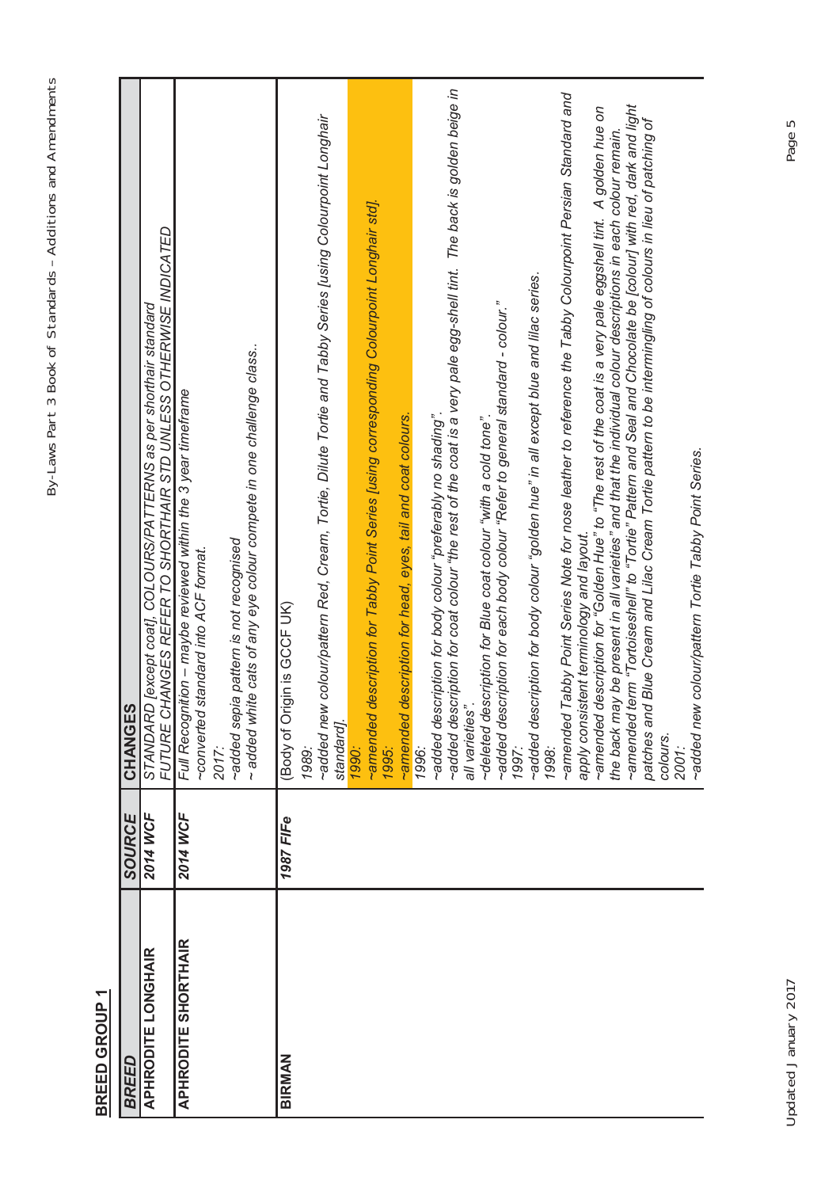## BREED GROUP 1

| BREED | SOURCE | CHANGES |
|---|---|---|
| APHRODITE LONGHAIR | 2014 WCF | STANDARD [except coat], COLOURS/PATTERNS as per shorthair standard<br>FUTURE CHANGES REFER TO SHORTHAIR STD UNLESS OTHERWISE INDICATED |
| APHRODITE SHORTHAIR | 2014 WCF | Full Recognition – maybe reviewed within the 3 year timeframe<br>~converted standard into ACF format.<br>2017:<br>~added sepia pattern is not recognised<br>~ added white cats of any eye colour compete in one challenge class.. |
| BIRMAN | 1987 FIFe | (Body of Origin is GCCF UK)<br>1989:<br>~added new colour/pattern Red, Cream, Tortie, Dilute Tortie and Tabby Series [using Colourpoint Longhair standard].<br>1990:<br>~amended description for Tabby Point Series [using corresponding Colourpoint Longhair std].<br>1995:<br>~amended description for head, eyes, tail and coat colours.<br>1996:<br>~added description for body colour "preferably no shading".<br>~added description for coat colour "the rest of the coat is a very pale egg-shell tint. The back is golden beige in all varieties".<br>~deleted description for Blue coat colour "with a cold tone".<br>~added description for each body colour "Refer to general standard - colour."<br>1997:<br>~added description for body colour "golden hue" in all except blue and lilac series.<br>1998:<br>~amended Tabby Point Series Note for nose leather to reference the Tabby Colourpoint Persian Standard and apply consistent terminology and layout.<br>~amended description for "Golden Hue" to "The rest of the coat is a very pale eggshell tint. A golden hue on the back may be present in all varieties" and that the individual colour descriptions in each colour remain.<br>~amended term "Tortoiseshell" to "Tortie" Pattern and Seal and Chocolate be [colour] with red, dark and light patches and Blue Cream and Lilac Cream Tortie pattern to be intermingling of colours in lieu of patching of colours.<br>2001:<br>~added new colour/pattern Tortie Tabby Point Series. |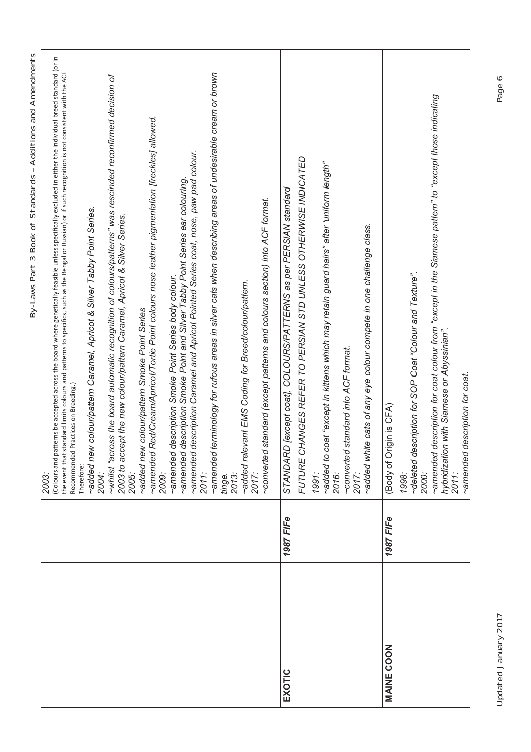| | | |
|---|---|---|
| | | *2003:*<br>(Colours and patterns be accepted across the board where genetically feasible unless specifically excluded in either the individual breed standard (or in the event that standard limits colours and patterns to specifics, such as the Bengal or Russian) or if such recognition is not consistent with the ACF Recommended Practices on Breeding.)<br>Therefore:<br>*~added new colour/pattern Caramel, Apricot & Silver Tabby Point Series.*<br>*2004:*<br>*~whilst "across the board automatic recognition of colours/patterns" was rescinded reconfirmed decision of 2003 to accept the new colour/pattern Caramel, Apricot & Silver Series.*<br>*2005:*<br>*~added new colour/pattern Smoke Point Series*<br>*~amended Red/Cream/Apricot/Tortie Point colours nose leather pigmentation [freckles] allowed.*<br>*2009:*<br>*~amended description Smoke Point Series body colour.*<br>*~amended description Smoke Point and Silver Tabby Point Series ear colouring.*<br>*~amended description Caramel and Apricot Pointed Series coat, nose, paw pad colour.*<br>*2011:*<br>*~amended terminology for rufous areas in silver cats when describing areas of undesirable cream or brown tinge.*<br>*2013:*<br>*~added relevant EMS Coding for Breed/colour/pattern.*<br>*2017:*<br>*~converted standard (except patterns and colours section) into ACF format.* |
| **EXOTIC** | ***1987 FIFe*** | *STANDARD [except coat], COLOURS/PATTERNS as per PERSIAN standard*<br>*FUTURE CHANGES REFER TO PERSIAN STD UNLESS OTHERWISE INDICATED*<br>*1991:*<br>*~added to coat "except in kittens which may retain guard hairs" after 'uniform length"*<br>*2016:*<br>*~converted standard into ACF format.*<br>*2017:*<br>*~added white cats of any eye colour compete in one challenge class.* |
| **MAINE COON** | ***1987 FIFe*** | (Body of Origin is CFA)<br>*1998:*<br>*~deleted description for SOP Coat "Colour and Texture".*<br>*2000:*<br>*~amended description for coat colour from "except in the Siamese pattern" to "except those indicating hybridization with Siamese or Abyssinian".*<br>*2011:*<br>*~amended description for coat.* |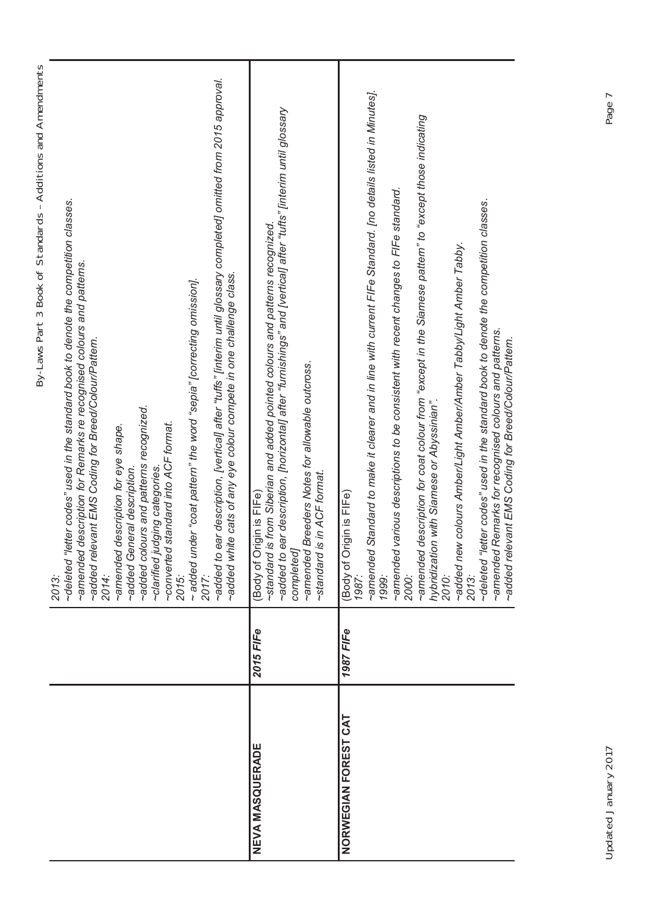| | | |
|---|---|---|
| | | *2013:*<br>*~deleted "letter codes" used in the standard book to denote the competition classes.*<br>*~amended description for Remarks re recognised colours and patterns.*<br>*~added relevant EMS Coding for Breed/Colour/Pattern.*<br>*2014:*<br>*~amended description for eye shape.*<br>*~added General description.*<br>*~added colours and patterns recognized.*<br>*~clarified judging categories.*<br>*~converted standard into ACF format.*<br>*2015:*<br>*~ added under "coat pattern" the word "sepia" [correcting omission].*<br>*2017:*<br>*~added to ear description, [vertical] after "tufts" [interim until glossary completed] omitted from 2015 approval.*<br>*~added white cats of any eye colour compete in one challenge class.* |
| **NEVA MASQUERADE** | ***2015 FIFe*** | (Body of Origin is FIFe)<br>*~standard is from Siberian and added pointed colours and patterns recognized.*<br>*~added to ear description, [horizontal] after "furnishings" and [vertical] after "tufts" [interim until glossary completed]*<br>*~amended Breeders Notes for allowable outcross.*<br>*~standard is in ACF format.* |
| **NORWEGIAN FOREST CAT** | ***1987 FIFe*** | (Body of Origin is FIFe)<br>*1987:*<br>*~amended Standard to make it clearer and in line with current FIFe Standard. [no details listed in Minutes].*<br>*1999:*<br>*~amended various descriptions to be consistent with recent changes to FIFe standard.*<br>*2000:*<br>*~amended description for coat colour from "except in the Siamese pattern" to "except those indicating hybridization with Siamese or Abyssinian".*<br>*2010:*<br>*~added new colours Amber/Light Amber/Amber Tabby/Light Amber Tabby.*<br>*2013:*<br>*~deleted "letter codes" used in the standard book to denote the competition classes.*<br>*~amended Remarks for recognised colours and patterns.*<br>*~added relevant EMS Coding for Breed/Colour/Pattern.* |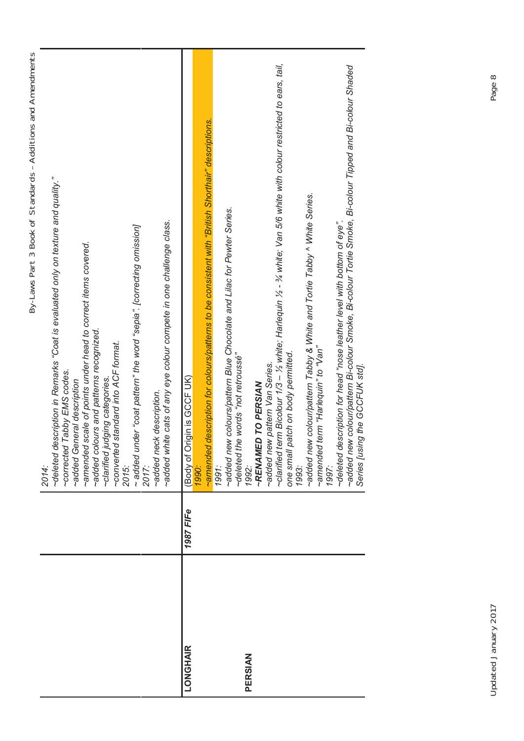| | | |
|---|---|---|
| | | *2014:*<br>*~deleted description in Remarks "Coat is evaluated only on texture and quality."*<br>*~corrected Tabby EMS codes.*<br>*~added General description*<br>*~amended scale of points under head to correct items covered.*<br>*~added colours and patterns recognized.*<br>*~clarified judging categories.*<br>*~converted standard into ACF format.*<br>*2015:*<br>*~ added under "coat pattern" the word "sepia". [correcting omission]* |
| | | *2017:*<br>*~added neck description.*<br>*~added white cats of any eye colour compete in one challenge class.* |
| **LONGHAIR**<br><br>**PERSIAN** | ***1987 FIFe*** | (Body of Origin is GCCF UK)<br>*1990:*<br>*~amended description for colours/patterns to be consistent with "British Shorthair" descriptions.*<br>*1991:*<br>*~added new colours/pattern Blue Chocolate and Lilac for Pewter Series.*<br>*~deleted the words "not retroussé"*<br>*1992:*<br>***~RENAMED TO PERSIAN***<br>*~added new pattern Van Series.*<br>*~clarified term Bicolour 1/3 – ½ white; Harlequin ½ - ¾ white; Van 5/6 white with colour restricted to ears, tail, one small patch on body permitted.*<br>*1993:*<br>*~added new colour/pattern Tabby & White and Tortie Tabby ^ White Series.*<br>*~amended term "Harlequin" to "Van"*<br>*1997:*<br>*~deleted description for head "nose leather level with bottom of eye".*<br>*~added new colour/pattern Bi-colour Smoke, Bi-colour Tortie Smoke, Bi-colour Tipped and Bi-colour Shaded Series [using the GCCFUK std].* |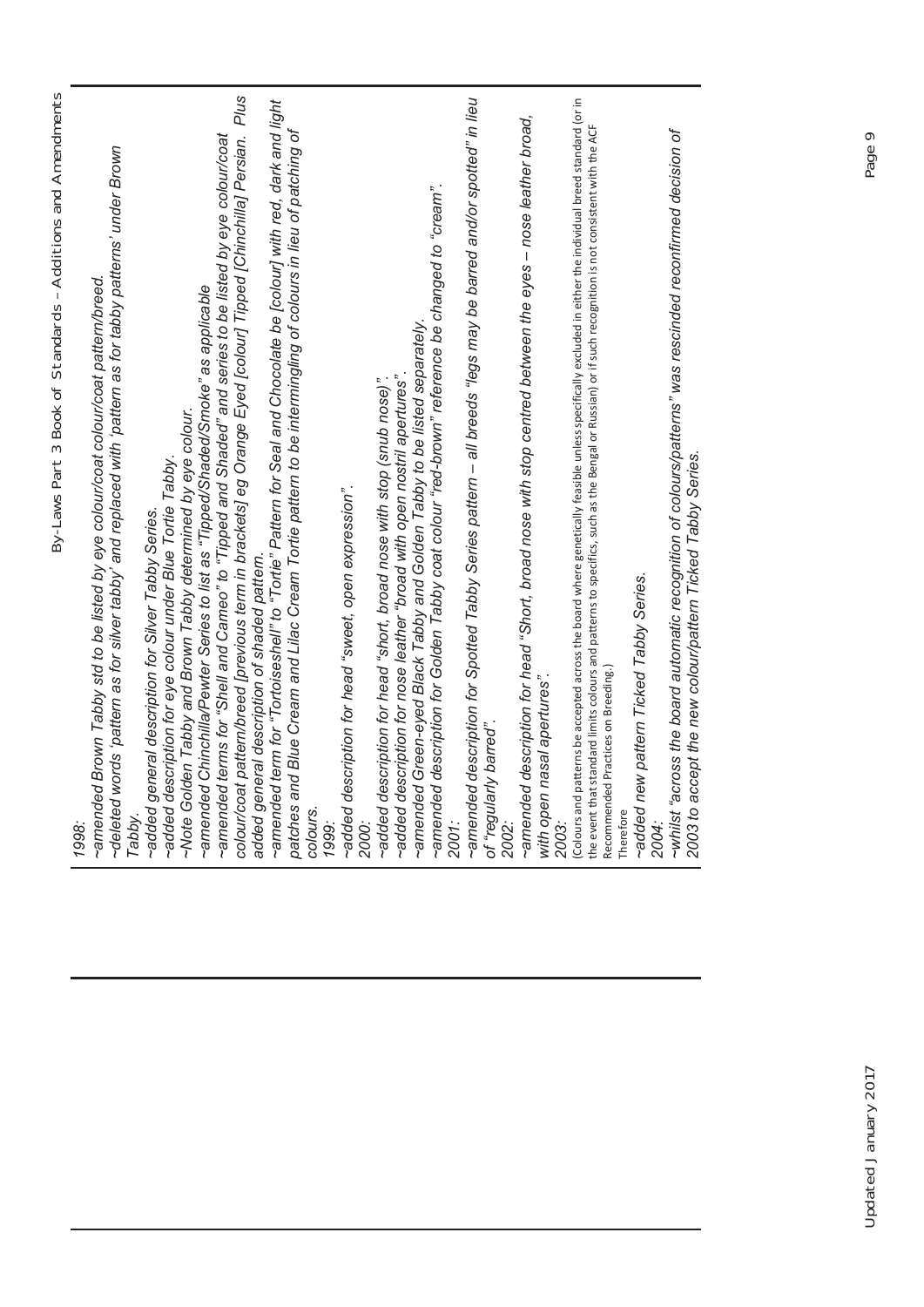*1998:*

*~amended Brown Tabby std to be listed by eye colour/coat colour/coat pattern/breed.*

*~deleted words 'pattern as for silver tabby' and replaced with 'pattern as for tabby patterns' under Brown Tabby.*

*~added general description for Silver Tabby Series.*

*~added description for eye colour under Blue Tortie Tabby.*

*~Note Golden Tabby and Brown Tabby determined by eye colour.*

*~amended Chinchilla/Pewter Series to list as "Tipped/Shaded/Smoke" as applicable*

*~amended terms for "Shell and Cameo" to "Tipped and Shaded" and series to be listed by eye colour/coat colour/coat pattern/breed [previous term in brackets] eg Orange Eyed [colour] Tipped [Chinchilla] Persian. Plus added general description of shaded pattern.*

*~amended term for "Tortoiseshell" to "Tortie" Pattern for Seal and Chocolate be [colour] with red, dark and light patches and Blue Cream and Lilac Cream Tortie pattern to be intermingling of colours in lieu of patching of colours.*

*1999:*

*~added description for head "sweet, open expression".*

*2000:*

*~added description for head "short, broad nose with stop (snub nose)".*

*~added description for nose leather "broad with open nostril apertures".*

*~amended Green-eyed Black Tabby and Golden Tabby to be listed separately.*

*~amended description for Golden Tabby coat colour "red-brown" reference be changed to "cream".*

*2001:*

*~amended description for Spotted Tabby Series pattern – all breeds "legs may be barred and/or spotted" in lieu of "regularly barred".*

*2002:*

*~amended description for head "Short, broad nose with stop centred between the eyes – nose leather broad, with open nasal apertures".*

*2003:*

(Colours and patterns be accepted across the board where genetically feasible unless specifically excluded in either the individual breed standard (or in the event that standard limits colours and patterns to specifics, such as the Bengal or Russian) or if such recognition is not consistent with the ACF Recommended Practices on Breeding.)

Therefore

*~added new pattern Ticked Tabby Series.*

*2004:*

*~whilst "across the board automatic recognition of colours/patterns" was rescinded reconfirmed decision of 2003 to accept the new colour/pattern Ticked Tabby Series.*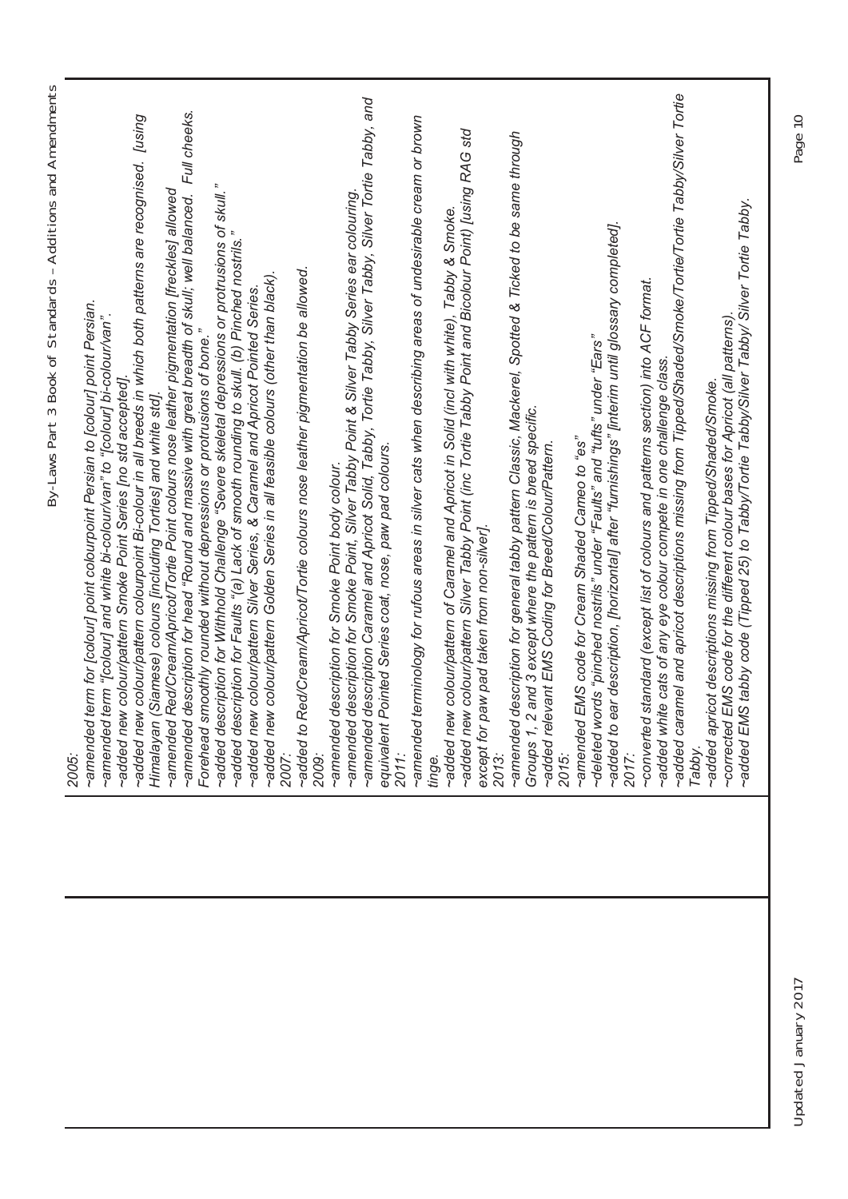2005:

~amended term for [colour] point colourpoint Persian to [colour] point Persian.
~amended term "[colour] and white bi-colour/van" to "[colour] bi-colour/van".
~added new colour/pattern Smoke Point Series [no std accepted].
~added new colour/pattern colourpoint Bi-colour in all breeds in which both patterns are recognised. [using Himalayan (Siamese) colours [including Torties] and white std].
~amended Red/Cream/Apricot/Tortie Point colours nose leather pigmentation [freckles] allowed
~amended description for head "Round and massive with great breadth of skull; well balanced. Full cheeks. Forehead smoothly rounded without depressions or protrusions of bone."
~added description for Withhold Challenge "Severe skeletal depressions or protrusions of skull."
~added description for Faults "(a) Lack of smooth rounding to skull. (b) Pinched nostrils."
~added new colour/pattern Silver Series, & Caramel and Apricot Pointed Series.
~added new colour/pattern Golden Series in all feasible colours (other than black).

2007:

~added to Red/Cream/Apricot/Tortie colours nose leather pigmentation be allowed.

2009:

~amended description for Smoke Point body colour.
~amended description for Smoke Point, Silver Tabby Point & Silver Tabby Series ear colouring.
~amended description Caramel and Apricot Solid, Tabby, Tortie Tabby, Silver Tabby, Silver Tortie Tabby, and equivalent Pointed Series coat, nose, paw pad colours.

2011:

~amended terminology for rufous areas in silver cats when describing areas of undesirable cream or brown tinge.
~added new colour/pattern of Caramel and Apricot in Solid (incl with white), Tabby & Smoke.
~added new colour/pattern Silver Tabby Point (inc Tortie Tabby Point and Bicolour Point) [using RAG std except for paw pad taken from non-silver].

2013:

~amended description for general tabby pattern Classic, Mackerel, Spotted & Ticked to be same through Groups 1, 2 and 3 except where the pattern is breed specific.
~added relevant EMS Coding for Breed/Colour/Pattern.

2015:

~amended EMS code for Cream Shaded Cameo to "es"
~deleted words "pinched nostrils" under "Faults" and "tufts" under "Ears"
~added to ear description, [horizontal] after "furnishings" [interim until glossary completed].

2017:

~converted standard (except list of colours and patterns section) into ACF format.
~added white cats of any eye colour compete in one challenge class.
~added caramel and apricot descriptions missing from Tipped/Shaded/Smoke/Tortie/Tortie Tabby/Silver Tortie Tabby.
~added apricot descriptions missing from Tipped/Shaded/Smoke.
~corrected EMS code for the different colour bases for Apricot (all patterns).
~added EMS tabby code (Tipped 25) to Tabby/Tortie Tabby/Silver Tabby/ Silver Tortie Tabby.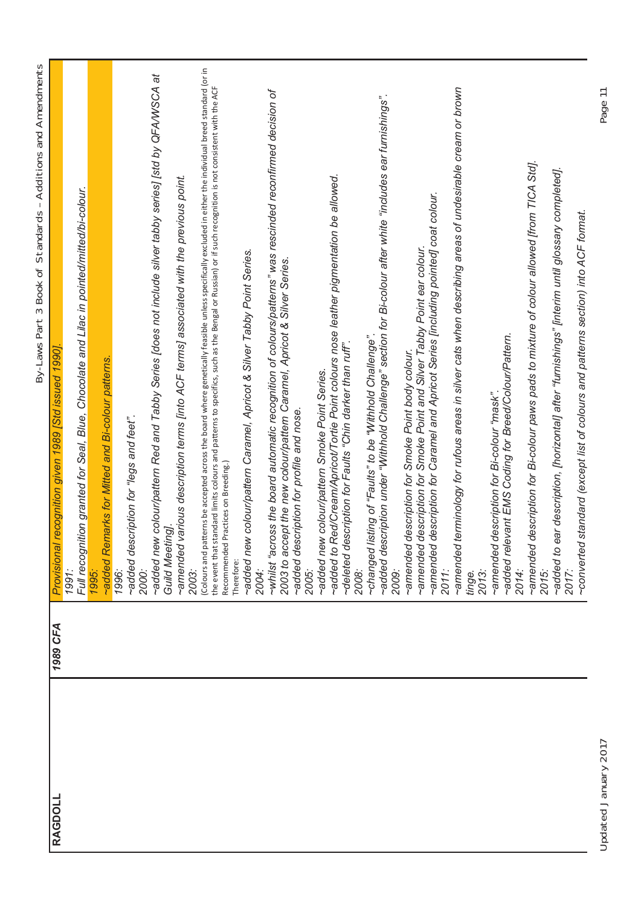| RAGDOLL | 1989 CFA | *Provisional recognition given 1989 [Std issued 1990].* |
|---|---|---|
| | | *1991:* |
| | | *Full recognition granted for Seal, Blue, Chocolate and Lilac in pointed/mitted/bi-colour.* |
| | | *1995:* |
| | | *~added Remarks for Mitted and Bi-colour patterns.* |
| | | *1996:* |
| | | *~added description for "legs and feet".* |
| | | *2000:* |
| | | *~added new colour/pattern Red and Tabby Series [does not include silver tabby series] [std by QFA/WSCA at Guild Meeting].* |
| | | *~amended various description terms [into ACF terms] associated with the previous point.* |
| | | *2003:* |
| | | (Colours and patterns be accepted across the board where genetically feasible unless specifically excluded in either the individual breed standard (or in the event that standard limits colours and patterns to specifics, such as the Bengal or Russian) or if such recognition is not consistent with the ACF Recommended Practices on Breeding.) |
| | | Therefore: |
| | | *~added new colour/pattern Caramel, Apricot & Silver Tabby Point Series.* |
| | | *2004:* |
| | | *~whilst "across the board automatic recognition of colours/patterns" was rescinded reconfirmed decision of 2003 to accept the new colour/pattern Caramel, Apricot & Silver Series.* |
| | | *~added description for profile and nose.* |
| | | *2005:* |
| | | *~added new colour/pattern Smoke Point Series.* |
| | | *~added to Red/Cream/Apricot/Tortie Point colours nose leather pigmentation be allowed.* |
| | | *~deleted description for Faults "Chin darker than ruff".* |
| | | *2008:* |
| | | *~changed listing of "Faults" to be "Withhold Challenge".* |
| | | *~added description under "Withhold Challenge" section for Bi-colour after white "includes ear furnishings".* |
| | | *2009:* |
| | | *~amended description for Smoke Point body colour.* |
| | | *~amended description for Smoke Point and Silver Tabby Point ear colour.* |
| | | *~amended description for Caramel and Apricot Series [including pointed] coat colour.* |
| | | *2011:* |
| | | *~amended terminology for rufous areas in silver cats when describing areas of undesirable cream or brown tinge.* |
| | | *2013:* |
| | | *~amended description for Bi-colour "mask".* |
| | | *~added relevant EMS Coding for Breed/Colour/Pattern.* |
| | | *2014:* |
| | | *~amended description for Bi-colour paws pads to mixture of colour allowed [from TICA Std].* |
| | | *2015:* |
| | | *~added to ear description, [horizontal] after "furnishings" [interim until glossary completed].* |
| | | *2017:* |
| | | *~converted standard (except list of colours and patterns section) into ACF format.* |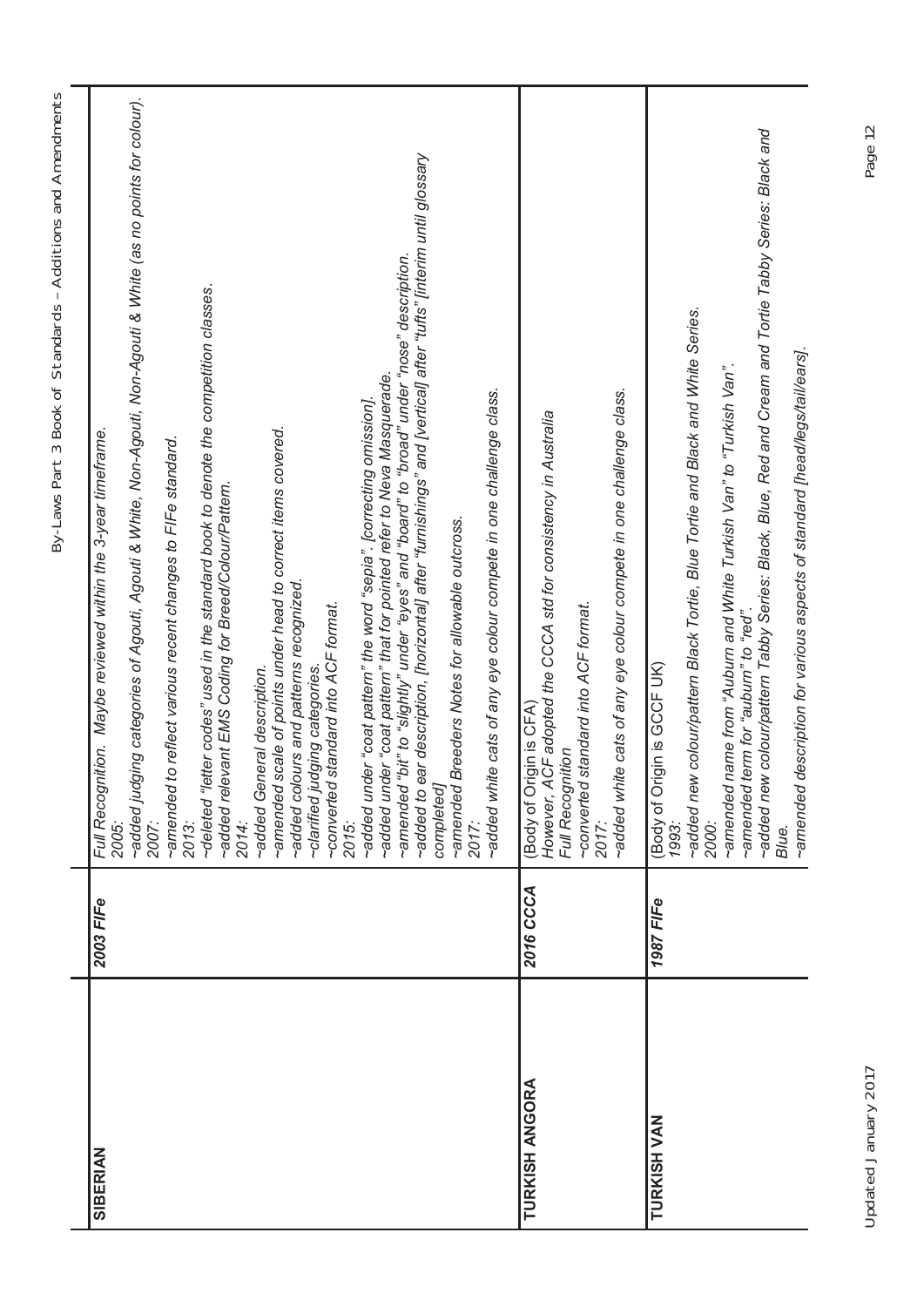| | | |
|---|---|---|
| **SIBERIAN** | ***2003 FIFe*** | *Full Recognition. Maybe reviewed within the 3-year timeframe.*<br>*2005:*<br>*~added judging categories of Agouti, Agouti & White, Non-Agouti, Non-Agouti & White (as no points for colour).*<br>*2007:*<br>*~amended to reflect various recent changes to FIFe standard.*<br>*2013:*<br>*~deleted "letter codes" used in the standard book to denote the competition classes.*<br>*~added relevant EMS Coding for Breed/Colour/Pattern.*<br>*2014:*<br>*~added General description.*<br>*~amended scale of points under head to correct items covered.*<br>*~added colours and patterns recognized.*<br>*~clarified judging categories.*<br>*~converted standard into ACF format.*<br>*2015:*<br>*~added under "coat pattern" the word "sepia". [correcting omission].*<br>*~added under "coat pattern" that for pointed refer to Neva Masquerade.*<br>*~amended "bit" to "slightly" under "eyes" and "board" to "broad" under "nose" description.*<br>*~added to ear description, [horizontal] after "furnishings" and [vertical] after "tufts" [interim until glossary completed]*<br>*~amended Breeders Notes for allowable outcross.*<br>*2017:*<br>*~added white cats of any eye colour compete in one challenge class.* |
| **TURKISH ANGORA** | ***2016 CCCA*** | *(Body of Origin is CFA)*<br>*However, ACF adopted the CCCA std for consistency in Australia*<br>*Full Recognition*<br>*~converted standard into ACF format.*<br>*2017:*<br>*~added white cats of any eye colour compete in one challenge class.* |
| **TURKISH VAN** | ***1987 FIFe*** | *(Body of Origin is GCCF UK)*<br>*1993:*<br>*~added new colour/pattern Black Tortie, Blue Tortie and Black and White Series.*<br>*2000:*<br>*~amended name from "Auburn and White Turkish Van" to "Turkish Van".*<br>*~amended term for "auburn" to "red".*<br>*~added new colour/pattern Tabby Series: Black, Blue, Red and Cream and Tortie Tabby Series: Black and Blue.*<br>*~amended description for various aspects of standard [head/legs/tail/ears].* |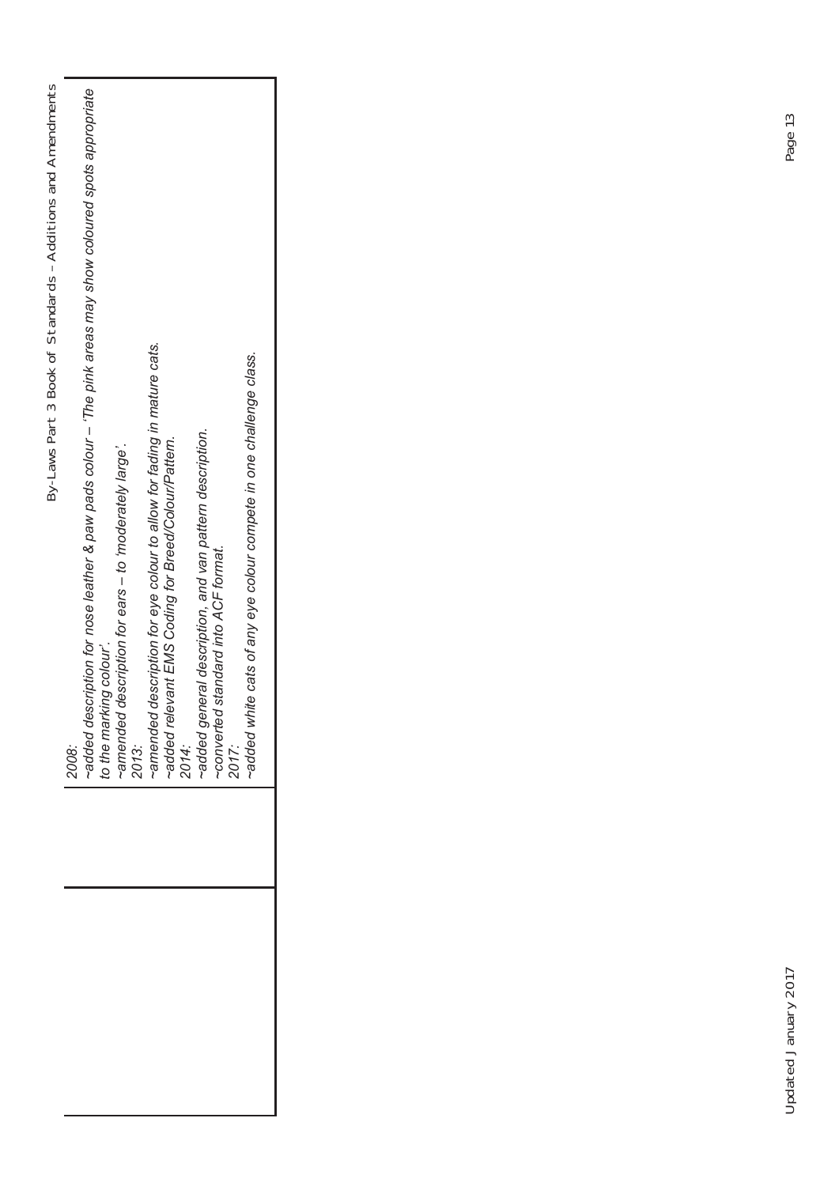*2008:*

*~added description for nose leather & paw pads colour – 'The pink areas may show coloured spots appropriate to the marking colour'.*

*~amended description for ears – to 'moderately large'.*

*2013:*

*~amended description for eye colour to allow for fading in mature cats.*

*~added relevant EMS Coding for Breed/Colour/Pattern.*

*2014:*

*~added general description, and van pattern description.*

*~converted standard into ACF format.*

*2017:*

*~added white cats of any eye colour compete in one challenge class.*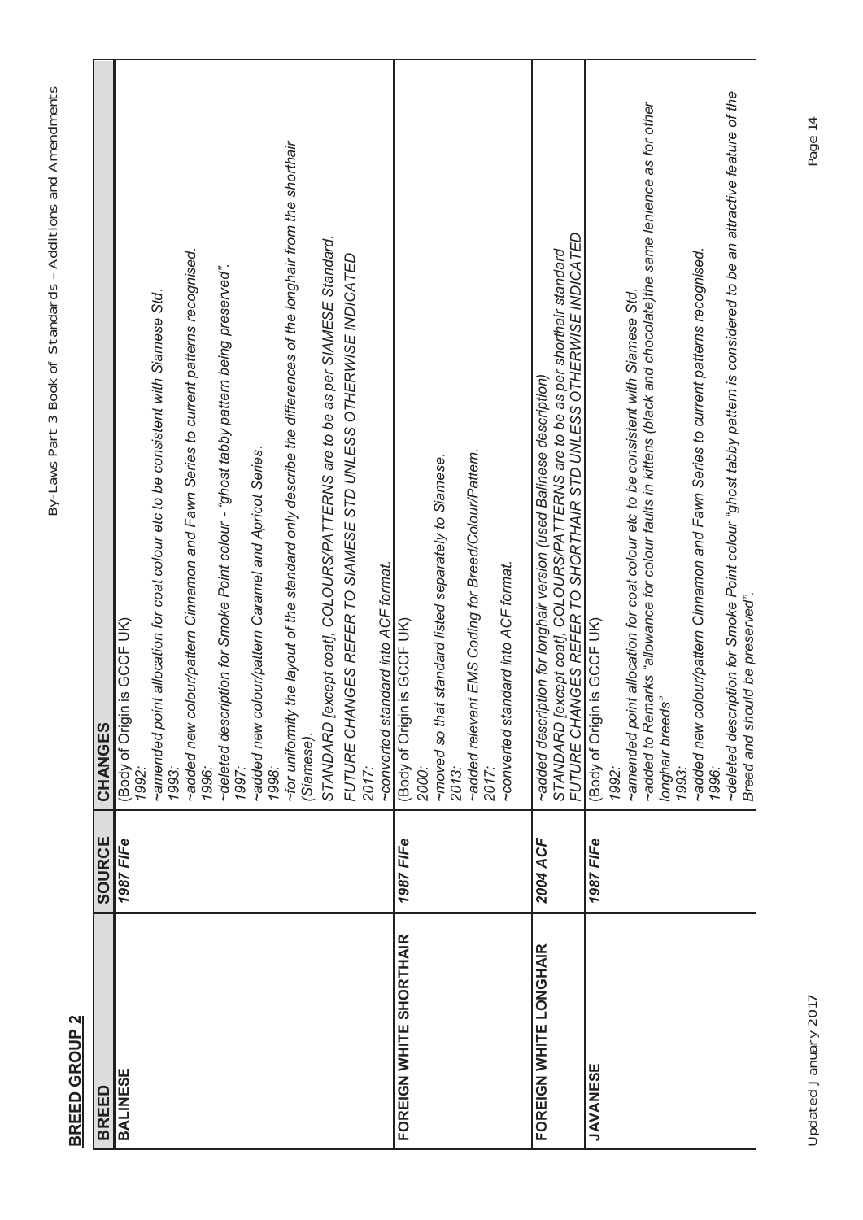**BREED GROUP 2**

| BREED | SOURCE | CHANGES |
| --- | --- | --- |
| **BALINESE** | ***1987 FIFe*** | (Body of Origin is GCCF UK)<br>*1992:*<br>*~amended point allocation for coat colour etc to be consistent with Siamese Std.*<br>*1993:*<br>*~added new colour/pattern Cinnamon and Fawn Series to current patterns recognised.*<br>*1996:*<br>*~deleted description for Smoke Point colour - "ghost tabby pattern being preserved".*<br>*1997:*<br>*~added new colour/pattern Caramel and Apricot Series.*<br>*1998:*<br>*~for uniformity the layout of the standard only describe the differences of the longhair from the shorthair (Siamese).*<br>*STANDARD [except coat], COLOURS/PATTERNS are to be as per SIAMESE Standard.*<br>*FUTURE CHANGES REFER TO SIAMESE STD UNLESS OTHERWISE INDICATED*<br>*2017:*<br>*~converted standard into ACF format.* |
| **FOREIGN WHITE SHORTHAIR** | ***1987 FIFe*** | (Body of Origin is GCCF UK)<br>*2000:*<br>*~moved so that standard listed separately to Siamese.*<br>*2013:*<br>*~added relevant EMS Coding for Breed/Colour/Pattern.*<br>*2017:*<br>*~converted standard into ACF format.* |
| **FOREIGN WHITE LONGHAIR** | ***2004 ACF*** | *~added description for longhair version (used Balinese description)*<br>*STANDARD [except coat], COLOURS/PATTERNS are to be as per shorthair standard*<br>*FUTURE CHANGES REFER TO SHORTHAIR STD UNLESS OTHERWISE INDICATED* |
| **JAVANESE** | ***1987 FIFe*** | (Body of Origin is GCCF UK)<br>*1992:*<br>*~amended point allocation for coat colour etc to be consistent with Siamese Std.*<br>*~added to Remarks "allowance for colour faults in kittens (black and chocolate)the same lenience as for other longhair breeds"*<br>*1993:*<br>*~added new colour/pattern Cinnamon and Fawn Series to current patterns recognised.*<br>*1996:*<br>*~deleted description for Smoke Point colour "ghost tabby pattern is considered to be an attractive feature of the Breed and should be preserved".* |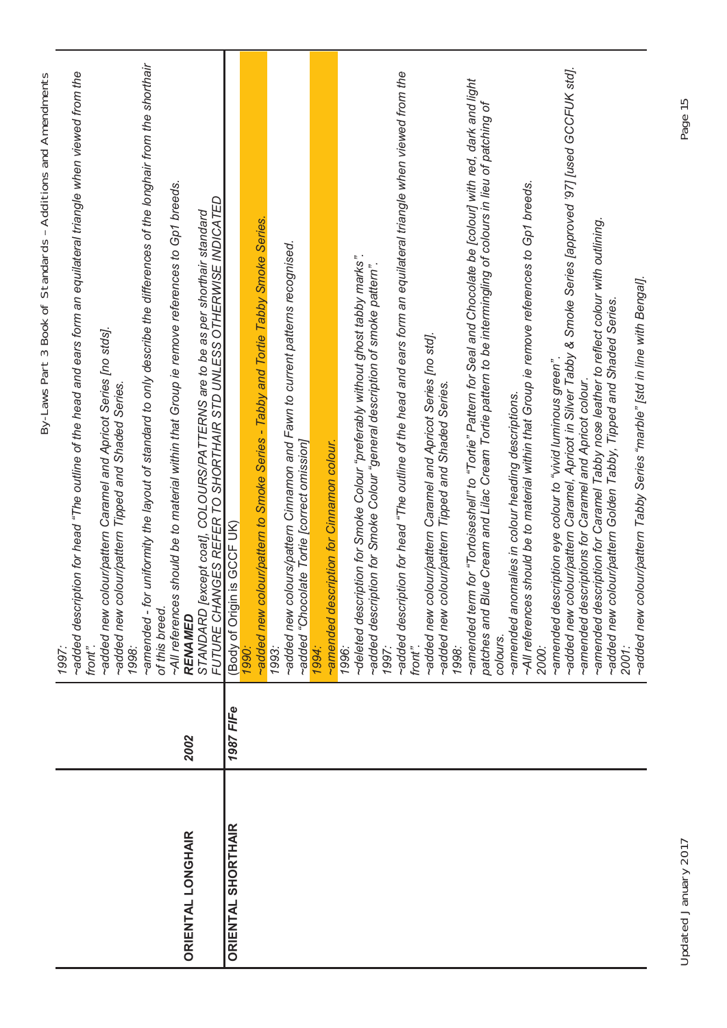| | | |
|---|---|---|
| ORIENTAL LONGHAIR | 2002 | *1997:*<br>*~added description for head "The outline of the head and ears form an equilateral triangle when viewed from the front".*<br>*~added new colour/pattern Caramel and Apricot Series [no stds].*<br>*~added new colour/pattern Tipped and Shaded Series.*<br>*1998:*<br>*~amended - for uniformity the layout of standard to only describe the differences of the longhair from the shorthair of this breed.*<br>*~All references should be to material within that Group ie remove references to Gp1 breeds.*<br>***RENAMED***<br>*STANDARD [except coat], COLOURS/PATTERNS are to be as per shorthair standard*<br>*FUTURE CHANGES REFER TO SHORTHAIR STD UNLESS OTHERWISE INDICATED* |
| ORIENTAL SHORTHAIR | *1987 FIFe* | (Body of Origin is GCCF UK)<br>*1990:*<br>*~added new colour/pattern to Smoke Series - Tabby and Tortie Tabby Smoke Series.*<br>*1993:*<br>*~added new colours/pattern Cinnamon and Fawn to current patterns recognised.*<br>*~added "Chocolate Tortie [correct omission]*<br>*1994:*<br>*~amended description for Cinnamon colour.*<br>*1996:*<br>*~deleted description for Smoke Colour "preferably without ghost tabby marks".*<br>*~added description for Smoke Colour "general description of smoke pattern".*<br>*1997:*<br>*~added description for head "The outline of the head and ears form an equilateral triangle when viewed from the front".*<br>*~added new colour/pattern Caramel and Apricot Series [no std].*<br>*~added new colour/pattern Tipped and Shaded Series.*<br>*1998:*<br>*~amended term for "Tortoiseshell" to "Tortie" Pattern for Seal and Chocolate be [colour] with red, dark and light patches and Blue Cream and Lilac Cream Tortie pattern to be intermingling of colours in lieu of patching of colours.*<br>*~amended anomalies in colour heading descriptions.*<br>*~All references should be to material within that Group ie remove references to Gp1 breeds.*<br>*2000:*<br>*~amended description eye colour to "vivid luminous green".*<br>*~added new colour/pattern Caramel, Apricot in Silver Tabby & Smoke Series [approved '97] [used GCCFUK std].*<br>*~amended descriptions for Caramel and Apricot colour.*<br>*~amended description for Caramel Tabby nose leather to reflect colour with outlining.*<br>*~added new colour/pattern Golden Tabby, Tipped and Shaded Series.*<br>*2001:*<br>*~added new colour/pattern Tabby Series "marble" [std in line with Bengal].* |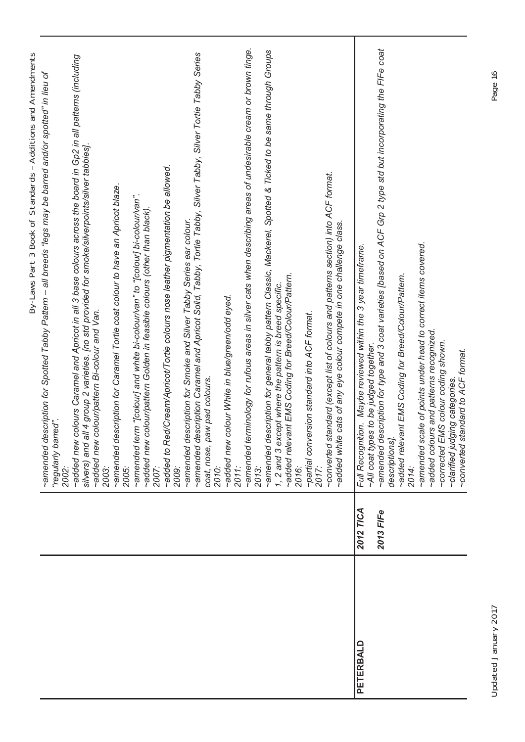| | | |
|---|---|---|
| | | ~amended description for Spotted Tabby Pattern – all breeds "legs may be barred and/or spotted" in lieu of "regularly barred".<br>*2002:*<br>~added new colours Caramel and Apricot in all 3 base colours across the board in Gp2 in all patterns (including silvers) and all 4 group 2 varieties. [no std provided for smoke/silverpoints/silver tabbies].<br>~added new colour/pattern Bi-colour and Van.<br>*2003:*<br>~amended description for Caramel Tortie coat colour to have an Apricot blaze.<br>*2005:*<br>~amended term "[colour] and white bi-colour/van" to "[colour] bi-colour/van".<br>~added new colour/pattern Golden in feasible colours (other than black).<br>*2007:*<br>~added to Red/Cream/Apricot/Tortie colours nose leather pigmentation be allowed.<br>*2009:*<br>~amended description for Smoke and Silver Tabby Series ear colour.<br>~amended description Caramel and Apricot Solid, Tabby, Tortie Tabby, Silver Tabby, Silver Tortie Tabby Series coat, nose, paw pad colours.<br>*2010:*<br>~added new colour White in blue/green/odd eyed.<br>*2011:*<br>~amended terminology for rufous areas in silver cats when describing areas of undesirable cream or brown tinge.<br>*2013:*<br>~amended description for general tabby pattern Classic, Mackerel, Spotted & Ticked to be same through Groups 1, 2 and 3 except where the pattern is breed specific.<br>~added relevant EMS Coding for Breed/Colour/Pattern.<br>*2016:*<br>~partial conversion standard into ACF format.<br>*2017:*<br>~converted standard (except list of colours and patterns section) into ACF format.<br>~added white cats of any eye colour compete in one challenge class. |
| **PETERBALD** | ***2012 TICA***<br><br>***2013 FIFe*** | *Full Recognition. Maybe reviewed within the 3 year timeframe.*<br>*~All coat types to be judged together.*<br>*~amended description for type and 3 coat varieties [based on ACF Grp 2 type std but incorporating the FIFe coat descriptions].*<br>*~added relevant EMS Coding for Breed/Colour/Pattern.*<br>*2014:*<br>*~amended scale of points under head to correct items covered.*<br>*~added colours and patterns recognized.*<br>*~corrected EMS colour coding shown.*<br>*~clarified judging categories.*<br>*~converted standard to ACF format.* |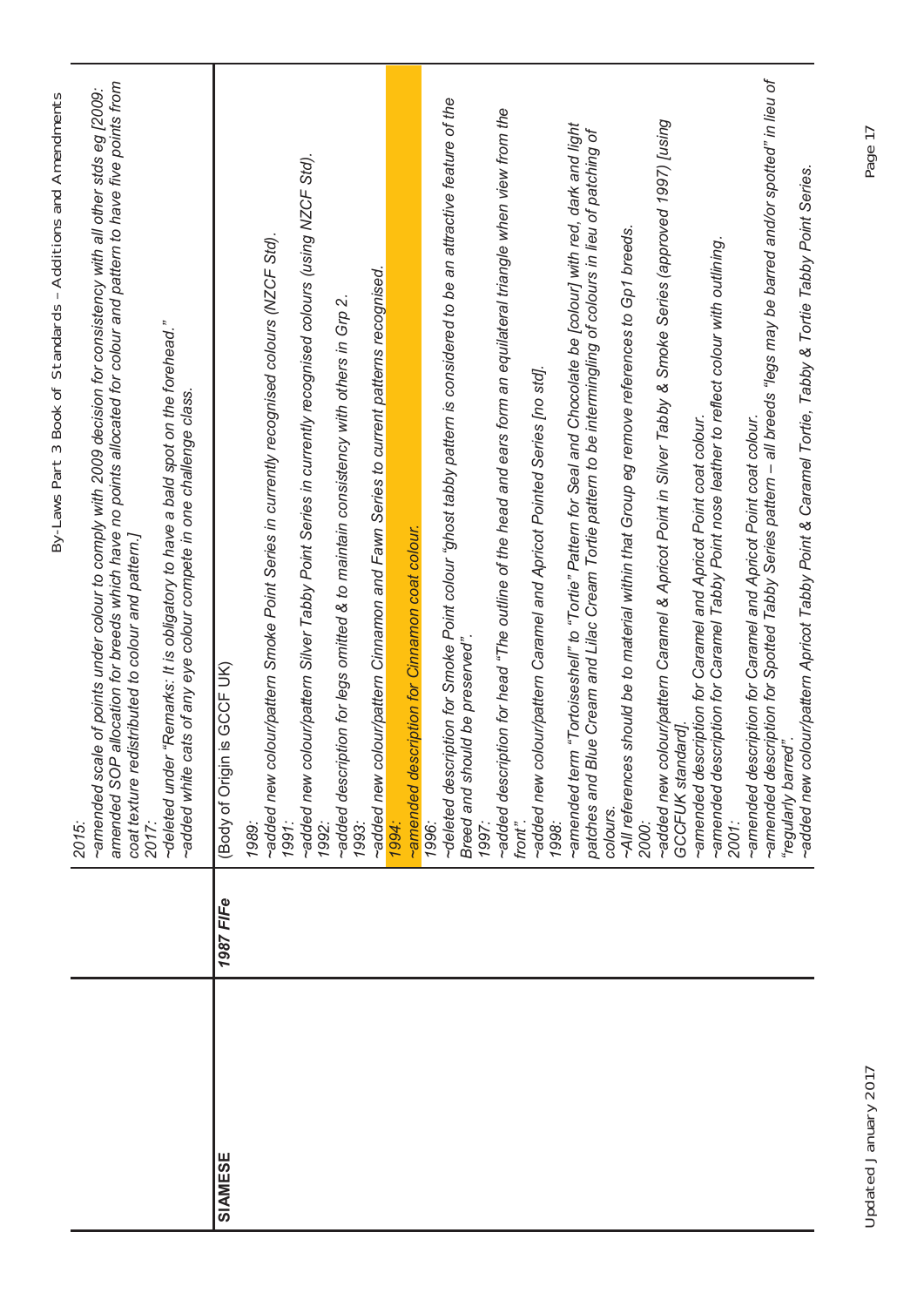| | | |
|---|---|---|
| | | *2015:*<br>*~amended scale of points under colour to comply with 2009 decision for consistency with all other stds eg [2009: amended SOP allocation for breeds which have no points allocated for colour and pattern to have five points from coat texture redistributed to colour and pattern.]*<br>*2017:*<br>*~deleted under "Remarks: It is obligatory to have a bald spot on the forehead."*<br>*~added white cats of any eye colour compete in one challenge class.* |
| **SIAMESE** | ***1987 FIFe*** | (Body of Origin is GCCF UK)<br>*1989:*<br>*~added new colour/pattern Smoke Point Series in currently recognised colours (NZCF Std).*<br>*1991:*<br>*~added new colour/pattern Silver Tabby Point Series in currently recognised colours (using NZCF Std).*<br>*1992:*<br>*~added description for legs omitted & to maintain consistency with others in Grp 2.*<br>*1993:*<br>*~added new colour/pattern Cinnamon and Fawn Series to current patterns recognised.*<br>*1994:*<br>*~amended description for Cinnamon coat colour.*<br>*1996:*<br>*~deleted description for Smoke Point colour "ghost tabby pattern is considered to be an attractive feature of the Breed and should be preserved".*<br>*1997:*<br>*~added description for head "The outline of the head and ears form an equilateral triangle when view from the front".*<br>*~added new colour/pattern Caramel and Apricot Pointed Series [no std].*<br>*1998:*<br>*~amended term "Tortoiseshell" to "Tortie" Pattern for Seal and Chocolate be [colour] with red, dark and light patches and Blue Cream and Lilac Cream Tortie pattern to be intermingling of colours in lieu of patching of colours.*<br>*~All references should be to material within that Group eg remove references to Gp1 breeds.*<br>*2000:*<br>*~added new colour/pattern Caramel & Apricot Point in Silver Tabby & Smoke Series (approved 1997) [using GCCFUK standard].*<br>*~amended description for Caramel and Apricot Point coat colour.*<br>*~amended description for Caramel Tabby Point nose leather to reflect colour with outlining.*<br>*2001:*<br>*~amended description for Caramel and Apricot Point coat colour.*<br>*~amended description for Spotted Tabby Series pattern – all breeds "legs may be barred and/or spotted" in lieu of "regularly barred".*<br>*~added new colour/pattern Apricot Tabby Point & Caramel Tortie, Tabby & Tortie Tabby Point Series.* |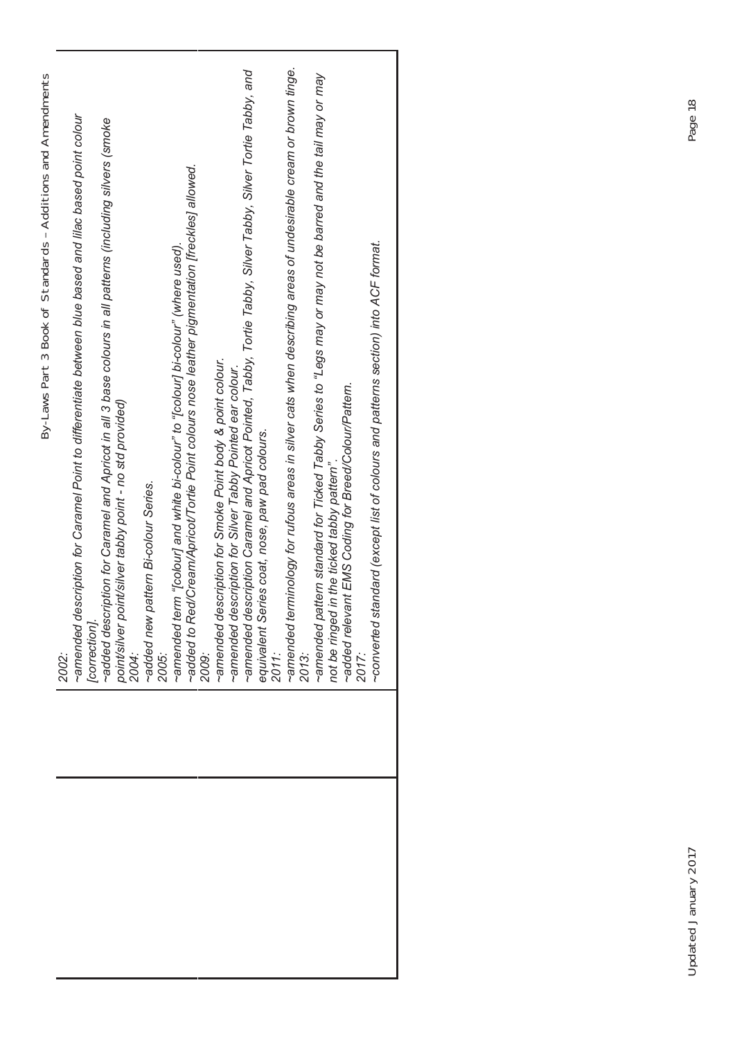*2002:*

*~amended description for Caramel Point to differentiate between blue based and lilac based point colour [correction].*

*~added description for Caramel and Apricot in all 3 base colours in all patterns (including silvers (smoke point/silver point/silver tabby point - no std provided)*

*2004:*

*~added new pattern Bi-colour Series.*

*2005:*

*~amended term "[colour] and white bi-colour" to "[colour] bi-colour" (where used).*

*~added to Red/Cream/Apricot/Tortie Point colours nose leather pigmentation [freckles] allowed.*

*2009:*

*~amended description for Smoke Point body & point colour.*

*~amended description for Silver Tabby Pointed ear colour.*

*~amended description Caramel and Apricot Pointed, Tabby, Tortie Tabby, Silver Tabby, Silver Tortie Tabby, and equivalent Series coat, nose, paw pad colours.*

*2011:*

*~amended terminology for rufous areas in silver cats when describing areas of undesirable cream or brown tinge.*

*2013:*

*~amended pattern standard for Ticked Tabby Series to "Legs may or may not be barred and the tail may or may not be ringed in the ticked tabby pattern".*

*~added relevant EMS Coding for Breed/Colour/Pattern.*

*2017:*

*~converted standard (except list of colours and patterns section) into ACF format.*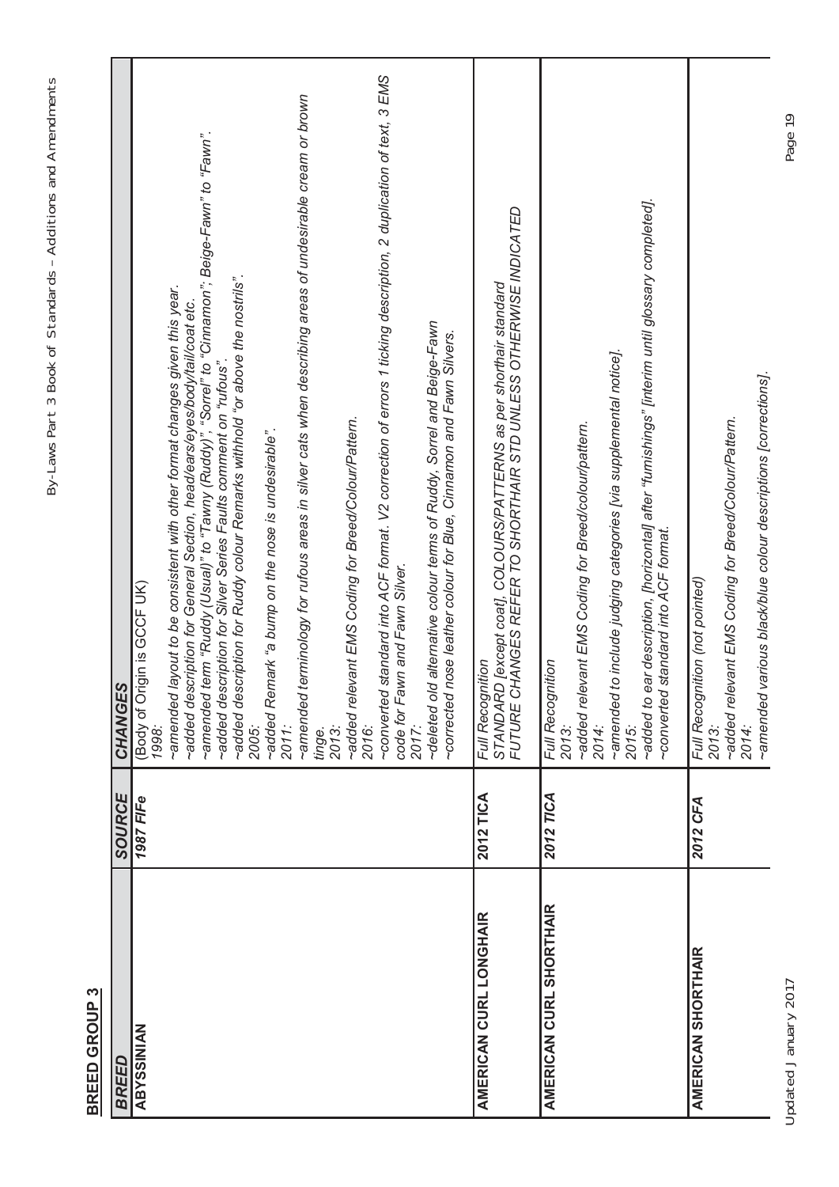**BREED GROUP 3**

| BREED | SOURCE | CHANGES |
|---|---|---|
| **ABYSSINIAN** | ***1987 FIFe*** | (Body of Origin is GCCF UK)<br>*1998:*<br>*~amended layout to be consistent with other format changes given this year.*<br>*~added description for General Section, head/ears/eyes/body/tail/coat etc.*<br>*~amended term "Ruddy (Usual)" to "Tawny (Ruddy)", "Sorrel" to "Cinnamon", Beige-Fawn" to "Fawn".*<br>*~added description for Silver Series Faults comment on "rufous".*<br>*~added description for Ruddy colour Remarks withhold "or above the nostrils".*<br>*2005:*<br>*~added Remark "a bump on the nose is undesirable".*<br>*2011:*<br>*~amended terminology for rufous areas in silver cats when describing areas of undesirable cream or brown tinge.*<br>*2013:*<br>*~added relevant EMS Coding for Breed/Colour/Pattern.*<br>*2016:*<br>*~converted standard into ACF format. V2 correction of errors 1 ticking description, 2 duplication of text, 3 EMS code for Fawn and Fawn Silver.*<br>*2017:*<br>*~deleted old alternative colour terms of Ruddy, Sorrel and Beige-Fawn*<br>*~corrected nose leather colour for Blue, Cinnamon and Fawn Silvers.* |
| **AMERICAN CURL LONGHAIR** | **2012 TICA** | *Full Recognition*<br>*STANDARD [except coat], COLOURS/PATTERNS as per shorthair standard*<br>*FUTURE CHANGES REFER TO SHORTHAIR STD UNLESS OTHERWISE INDICATED* |
| **AMERICAN CURL SHORTHAIR** | **2012 TICA** | *Full Recognition*<br>*2013:*<br>*~added relevant EMS Coding for Breed/colour/pattern.*<br>*2014:*<br>*~amended to include judging categories [via supplemental notice].*<br>*2015:*<br>*~added to ear description, [horizontal] after "furnishings" [interim until glossary completed].*<br>*~converted standard into ACF format.* |
| **AMERICAN SHORTHAIR** | ***2012 CFA*** | *Full Recognition (not pointed)*<br>*2013:*<br>*~added relevant EMS Coding for Breed/Colour/Pattern.*<br>*2014:*<br>*~amended various black/blue colour descriptions [corrections].* |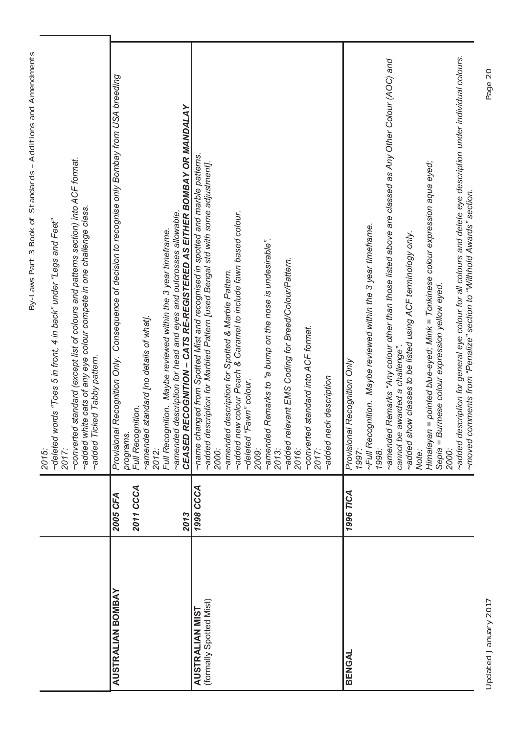| | | |
|---|---|---|
| | | *2015:*<br>*~deleted words "Toes 5 in front, 4 in back" under "Legs and Feet"*<br>*2017:*<br>*~converted standard (except list of colours and patterns section) into ACF format.*<br>*~added white cats of any eye colour compete in one challenge class.*<br>*~added Ticked Tabby pattern.* |
| **AUSTRALIAN BOMBAY** | ***2005 CFA***<br><br>***2011 CCCA***<br><br><br><br><br>***2013*** | *Provisional Recognition Only. Consequence of decision to recognise only Bombay from USA breeding programs.*<br>*Full Recognition.*<br>*~amended standard [no details of what].*<br>*2012:*<br>*Full Recognition. Maybe reviewed within the 3 year timeframe.*<br>*~amended description for head and eyes and outcrosses allowable.*<br>***CEASED RECOGNITION – CATS RE-REGISTERED AS EITHER BOMBAY OR MANDALAY*** |
| **AUSTRALIAN MIST**<br>(formally Spotted Mist) | ***1998 CCCA*** | *~name changed from Spotted Mist and recognised in spotted and marble patterns.*<br>*~added description for Marbled Pattern [used Bengal std with some adjustment].*<br>*2000:*<br>*~amended description for Spotted & Marble Pattern.*<br>*~added new colour Peach & Caramel to include fawn based colour.*<br>*~deleted "Fawn" colour.*<br>*2009:*<br>*~amended Remarks to "a bump on the nose is undesirable".*<br>*2013:*<br>*~added relevant EMS Coding for Breed/Colour/Pattern.*<br>*2016:*<br>*~converted standard into ACF format.*<br>*2017:*<br>*~added neck description* |
| **BENGAL** | ***1996 TICA*** | *Provisional Recognition Only*<br>*1997:*<br>*~Full Recognition. Maybe reviewed within the 3 year timeframe.*<br>*1998:*<br>*~amended Remarks "Any colour other than those listed above are classed as Any Other Colour (AOC) and cannot be awarded a challenge".*<br>*~added show classes to be listed using ACF terminology only.*<br>*Note:*<br>*Himalayan = pointed blue-eyed; Mink = Tonkinese colour expression aqua eyed;*<br>*Sepia = Burmese colour expression yellow eyed.*<br>*2000:*<br>*~added description for general eye colour for all colours and delete eye description under individual colours.*<br>*~moved comments from "Penalize" section to "Withhold Awards" section.* |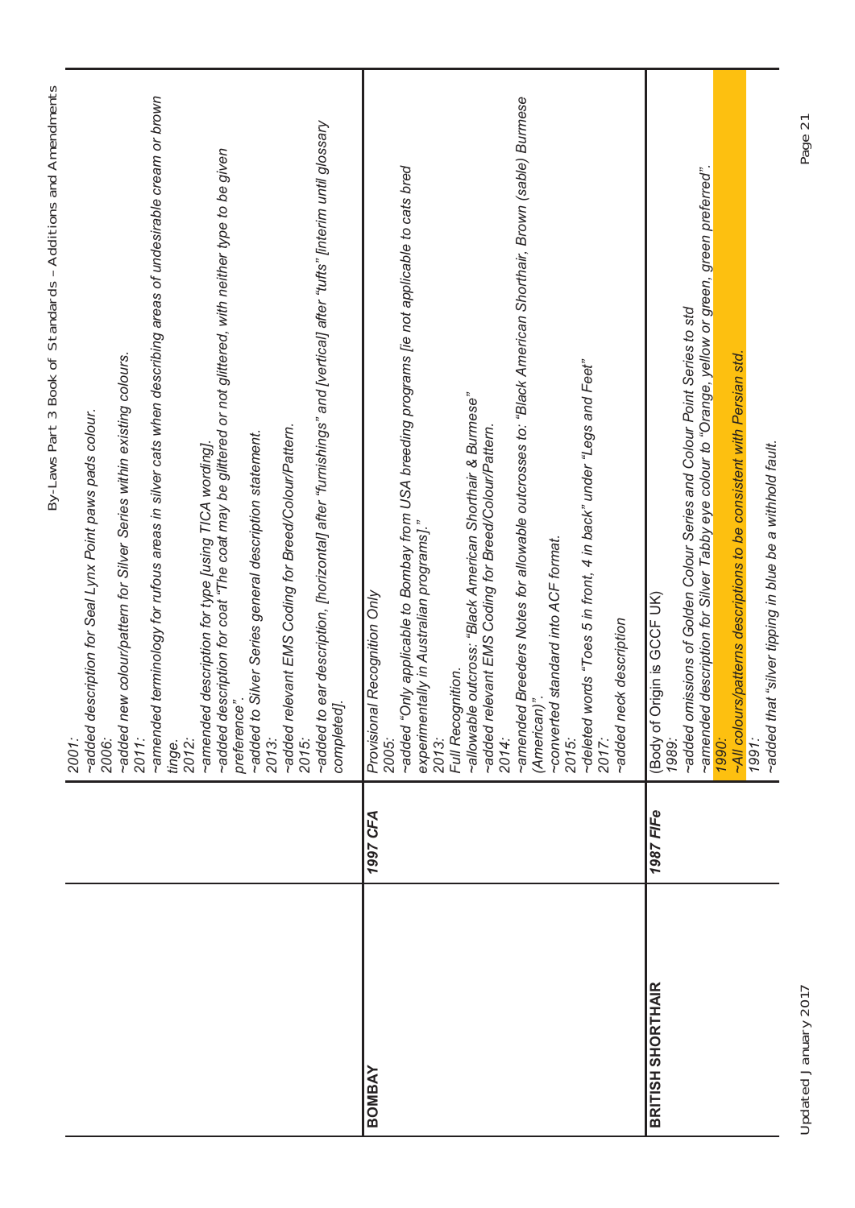| | | |
|---|---|---|
| | | *2001:*<br>*~added description for Seal Lynx Point paws pads colour.*<br>*2006:*<br>*~added new colour/pattern for Silver Series within existing colours.*<br>*2011:*<br>*~amended terminology for rufous areas in silver cats when describing areas of undesirable cream or brown tinge.*<br>*2012:*<br>*~amended description for type [using TICA wording].*<br>*~added description for coat "The coat may be glittered or not glittered, with neither type to be given preference".*<br>*~added to Silver Series general description statement.*<br>*2013:*<br>*~added relevant EMS Coding for Breed/Colour/Pattern.*<br>*2015:*<br>*~added to ear description, [horizontal] after "furnishings" and [vertical] after "tufts" [interim until glossary completed].* |
| **BOMBAY** | ***1997 CFA*** | *Provisional Recognition Only*<br>*2005:*<br>*~added "Only applicable to Bombay from USA breeding programs [ie not applicable to cats bred experimentally in Australian programs]."*<br>*2013:*<br>*Full Recognition.*<br>*~allowable outcross: "Black American Shorthair & Burmese"*<br>*~added relevant EMS Coding for Breed/Colour/Pattern.*<br>*2014:*<br>*~amended Breeders Notes for allowable outcrosses to: "Black American Shorthair, Brown (sable) Burmese (American)".*<br>*~converted standard into ACF format.*<br>*2015:*<br>*~deleted words "Toes 5 in front, 4 in back" under "Legs and Feet"*<br>*2017:*<br>*~added neck description* |
| **BRITISH SHORTHAIR** | ***1987 FIFe*** | *(Body of Origin is GCCF UK)*<br>*1989:*<br>*~added omissions of Golden Colour Series and Colour Point Series to std*<br>*~amended description for Silver Tabby eye colour to "Orange, yellow or green, green preferred".*<br>*1990:*<br>*~All colours/patterns descriptions to be consistent with Persian std.*<br>*1991:*<br>*~added that "silver tipping in blue be a withhold fault.* |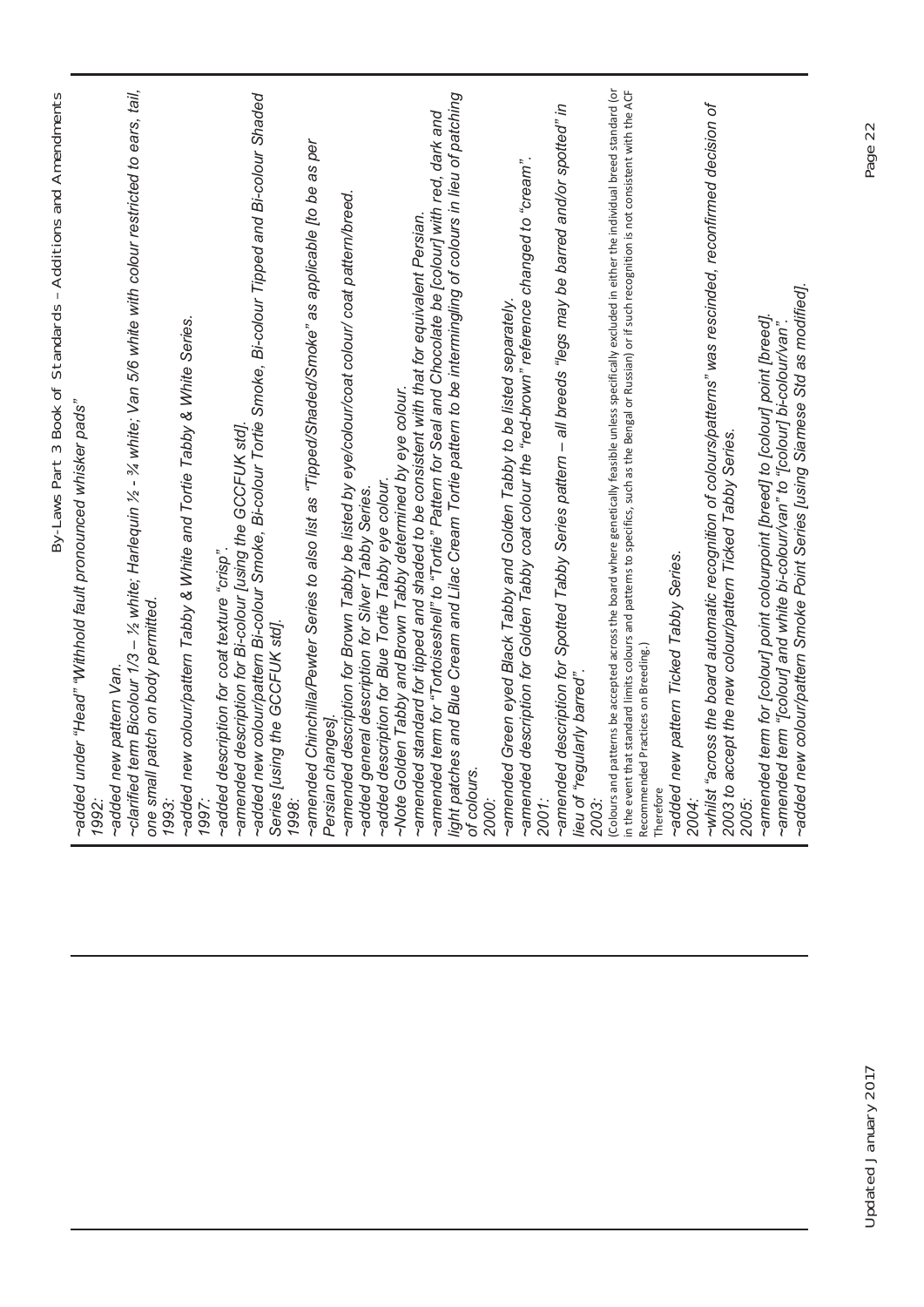~added under "Head" "Withhold fault pronounced whisker pads"

*1992:*

~added new pattern Van.

~clarified term Bicolour 1/3 – ½ white; Harlequin ½ - ¾ white; Van 5/6 white with colour restricted to ears, tail, one small patch on body permitted.

*1993:*

~added new colour/pattern Tabby & White and Tortie Tabby & White Series.

*1997:*

~added description for coat texture "crisp".

~amended description for Bi-colour [using the GCCFUK std].

~added new colour/pattern Bi-colour Smoke, Bi-colour Tortie Smoke, Bi-colour Tipped and Bi-colour Shaded Series [using the GCCFUK std].

*1998:*

~amended Chinchilla/Pewter Series to also list as "Tipped/Shaded/Smoke" as applicable [to be as per Persian changes].

~amended description for Brown Tabby be listed by eye/colour/coat colour/ coat pattern/breed.

~added general description for Silver Tabby Series.

~added description for Blue Tortie Tabby eye colour.

~Note Golden Tabby and Brown Tabby determined by eye colour.

~amended standard for tipped and shaded to be consistent with that for equivalent Persian.

~amended term for "Tortoiseshell" to "Tortie" Pattern for Seal and Chocolate be [colour] with red, dark and light patches and Blue Cream and Lilac Cream Tortie pattern to be intermingling of colours in lieu of patching of colours.

*2000:*

~amended Green eyed Black Tabby and Golden Tabby to be listed separately.

~amended description for Golden Tabby coat colour the "red-brown" reference changed to "cream".

*2001:*

~amended description for Spotted Tabby Series pattern – all breeds "legs may be barred and/or spotted" in lieu of "regularly barred".

*2003:*

(Colours and patterns be accepted across the board where genetically feasible unless specifically excluded in either the individual breed standard (or in the event that standard limits colours and patterns to specifics, such as the Bengal or Russian) or if such recognition is not consistent with the ACF Recommended Practices on Breeding.)

Therefore

~added new pattern Ticked Tabby Series.

*2004:*

~whilst "across the board automatic recognition of colours/patterns" was rescinded, reconfirmed decision of 2003 to accept the new colour/pattern Ticked Tabby Series.

*2005:*

~amended term for [colour] point colourpoint [breed] to [colour] point [breed].

~amended term "[colour] and white bi-colour/van" to "[colour] bi-colour/van".

~added new colour/pattern Smoke Point Series [using Siamese Std as modified].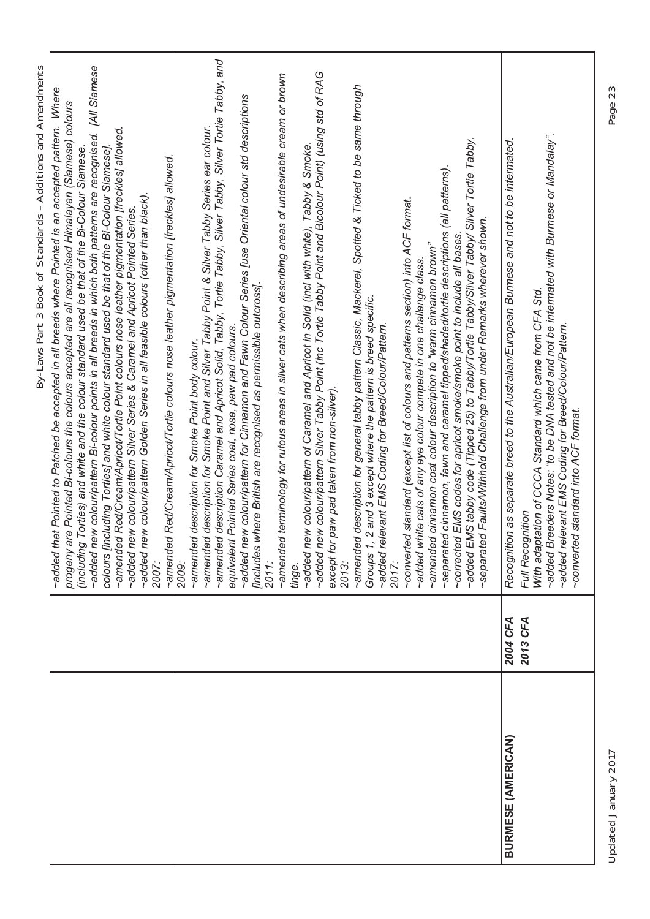| | | |
|---|---|---|
| | | ~added that Pointed to Patched be accepted in all breeds where Pointed is an accepted pattern. Where progeny are Pointed Bi-colours the colours accepted are all recognised Himalayan (Siamese) colours (including Torties) and white and the colour standard used be that of the Bi-Colour Siamese.<br>~added new colour/pattern Bi-colour points in all breeds in which both patterns are recognised. [All Siamese colours [including Torties] and white colour standard used be that of the Bi-Colour Siamese].<br>~amended Red/Cream/Apricot/Tortie Point colours nose leather pigmentation [freckles] allowed.<br>~added new colour/pattern Silver Series & Caramel and Apricot Pointed Series.<br>~added new colour/pattern Golden Series in all feasible colours (other than black).<br>2007:<br>~amended Red/Cream/Apricot/Tortie colours nose leather pigmentation [freckles] allowed.<br>2009:<br>~amended description for Smoke Point body colour.<br>~amended description for Smoke Point and Silver Tabby Point & Silver Tabby Series ear colour.<br>~amended description Caramel and Apricot Solid, Tabby, Tortie Tabby, Silver Tabby, Silver Tortie Tabby, and equivalent Pointed Series coat, nose, paw pad colours.<br>~added new colour/pattern for Cinnamon and Fawn Colour Series [use Oriental colour std descriptions [includes where British are recognised as permissible outcross].<br>2011:<br>~amended terminology for rufous areas in silver cats when describing areas of undesirable cream or brown tinge.<br>~added new colour/pattern of Caramel and Apricot in Solid (incl with white), Tabby & Smoke.<br>~added new colour/pattern Silver Tabby Point (inc Tortie Tabby Point and Bicolour Point) (using std of RAG except for paw pad taken from non-silver).<br>2013:<br>~amended description for general tabby pattern Classic, Mackerel, Spotted & Ticked to be same through Groups 1, 2 and 3 except where the pattern is breed specific.<br>~added relevant EMS Coding for Breed/Colour/Pattern.<br>2017:<br>~converted standard (except list of colours and patterns section) into ACF format.<br>~added white cats of any eye colour compete in one challenge class.<br>~amended cinnamon coat colour description to "warm cinnamon brown"<br>~separated cinnamon, fawn and caramel tipped/shaded/tortie descriptions (all patterns).<br>~corrected EMS codes for apricot smoke/smoke point to include all bases.<br>~added EMS tabby code (Tipped 25) to Tabby/Tortie Tabby/Silver Tabby/ Silver Tortie Tabby.<br>~separated Faults/Withhold Challenge from under Remarks wherever shown. |
| **BURMESE (AMERICAN)** | *2004 CFA*<br>*2013 CFA* | *Recognition as separate breed to the Australian/European Burmese and not to be intermated.*<br>*Full Recognition*<br>*With adaptation of CCCA Standard which came from CFA Std.*<br>*~added Breeders Notes: "to be DNA tested and not be intermated with Burmese or Mandalay".*<br>*~added relevant EMS Coding for Breed/Colour/Pattern.*<br>*~converted standard into ACF format.* |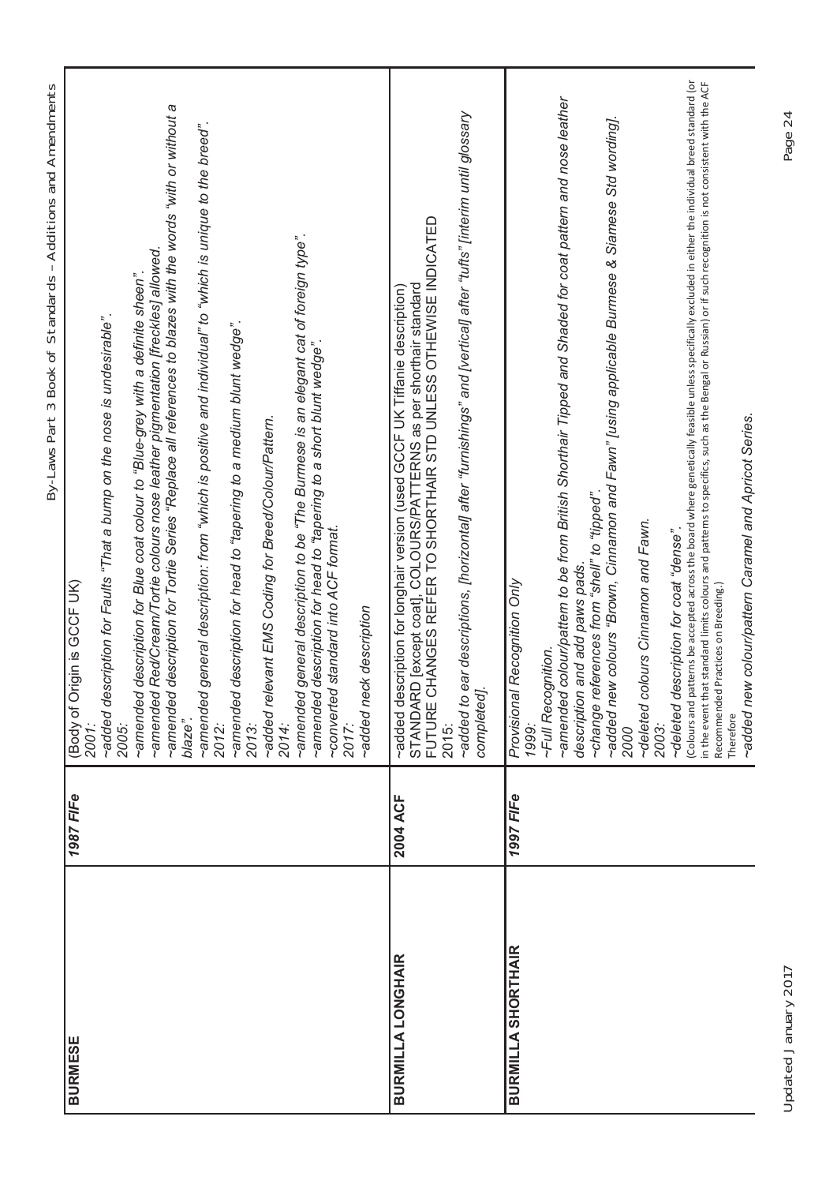| BURMESE | 1987 FIFe | (Body of Origin is GCCF UK)<br>*2001:*<br>*~added description for Faults "That a bump on the nose is undesirable".*<br>*2005:*<br>*~amended description for Blue coat colour to "Blue-grey with a definite sheen".*<br>*~amended Red/Cream/Tortie colours nose leather pigmentation [freckles] allowed.*<br>*~amended description for Tortie Series "Replace all references to blazes with the words "with or without a blaze".*<br>*~amended general description: from "which is positive and individual" to "which is unique to the breed".*<br>*2012:*<br>*~amended description for head to "tapering to a medium blunt wedge".*<br>*2013:*<br>*~added relevant EMS Coding for Breed/Colour/Pattern.*<br>*2014:*<br>*~amended general description to be "The Burmese is an elegant cat of foreign type".*<br>*~amended description for head to "tapering to a short blunt wedge".*<br>*~converted standard into ACF format.*<br>*2017:*<br>*~added neck description* |
|---|---|---|
| BURMILLA LONGHAIR | 2004 ACF | ~added description for longhair version (used GCCF UK Tiffanie description)<br>STANDARD [except coat], COLOURS/PATTERNS as per shorthair standard<br>FUTURE CHANGES REFER TO SHORTHAIR STD UNLESS OTHEWISE INDICATED<br>2015:<br>*~added to ear descriptions, [horizontal] after "furnishings" and [vertical] after "tufts" [interim until glossary completed].* |
| BURMILLA SHORTHAIR | 1997 FIFe | *Provisional Recognition Only*<br>*1999:*<br>*~Full Recognition.*<br>*~amended colour/pattern to be from British Shorthair Tipped and Shaded for coat pattern and nose leather description and add paws pads.*<br>*~change references from "shell" to "tipped".*<br>*~added new colours "Brown, Cinnamon and Fawn" [using applicable Burmese & Siamese Std wording].*<br>*2000*<br>*~deleted colours Cinnamon and Fawn.*<br>*2003:*<br>*~deleted description for coat "dense".*<br>(Colours and patterns be accepted across the board where genetically feasible unless specifically excluded in either the individual breed standard (or in the event that standard limits colours and patterns to specifics, such as the Bengal or Russian) or if such recognition is not consistent with the ACF Recommended Practices on Breeding.)<br>Therefore<br>*~added new colour/pattern Caramel and Apricot Series.* |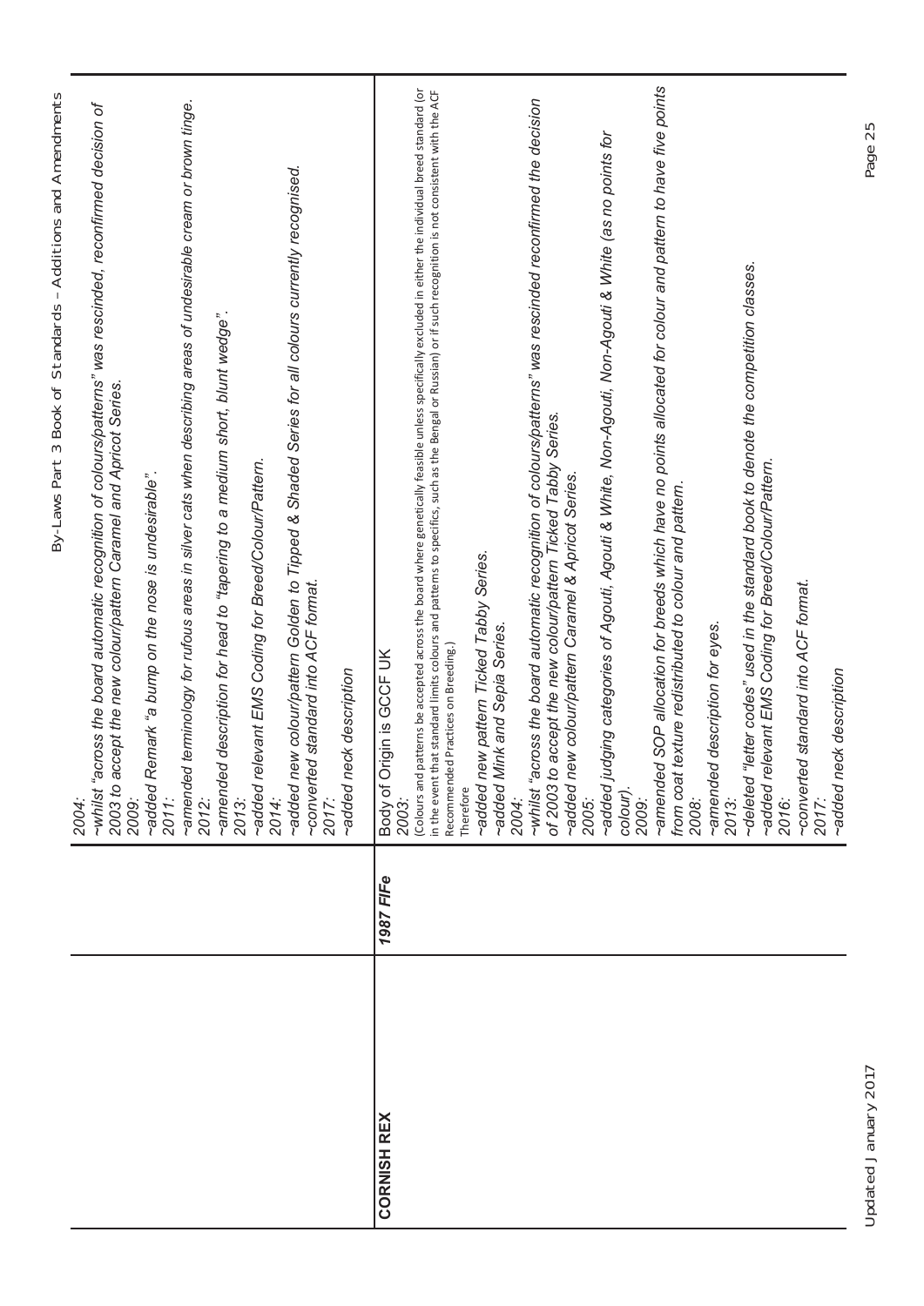| | | |
|---|---|---|
| | | 2004:<br>~whilst "across the board automatic recognition of colours/patterns" was rescinded, reconfirmed decision of 2003 to accept the new colour/pattern Caramel and Apricot Series.<br>2009:<br>~added Remark "a bump on the nose is undesirable".<br>2011:<br>~amended terminology for rufous areas in silver cats when describing areas of undesirable cream or brown tinge.<br>2012:<br>~amended description for head to "tapering to a medium short, blunt wedge".<br>2013:<br>~added relevant EMS Coding for Breed/Colour/Pattern.<br>2014:<br>~added new colour/pattern Golden to Tipped & Shaded Series for all colours currently recognised.<br>~converted standard into ACF format.<br>2017:<br>~added neck description |
| **CORNISH REX** | ***1987 FIFe*** | Body of Origin is GCCF UK<br>2003:<br>(Colours and patterns be accepted across the board where genetically feasible unless specifically excluded in either the individual breed standard (or in the event that standard limits colours and patterns to specifics, such as the Bengal or Russian) or if such recognition is not consistent with the ACF Recommended Practices on Breeding.)<br>Therefore<br>~added new pattern Ticked Tabby Series.<br>~added Mink and Sepia Series.<br>2004:<br>~whilst "across the board automatic recognition of colours/patterns" was rescinded reconfirmed the decision of 2003 to accept the new colour/pattern Ticked Tabby Series.<br>~added new colour/pattern Caramel & Apricot Series.<br>2005:<br>~added judging categories of Agouti, Agouti & White, Non-Agouti, Non-Agouti & White (as no points for colour).<br>2009:<br>~amended SOP allocation for breeds which have no points allocated for colour and pattern to have five points from coat texture redistributed to colour and pattern.<br>2008:<br>~amended description for eyes.<br>2013:<br>~deleted "letter codes" used in the standard book to denote the competition classes.<br>~added relevant EMS Coding for Breed/Colour/Pattern.<br>2016:<br>~converted standard into ACF format.<br>2017:<br>~added neck description |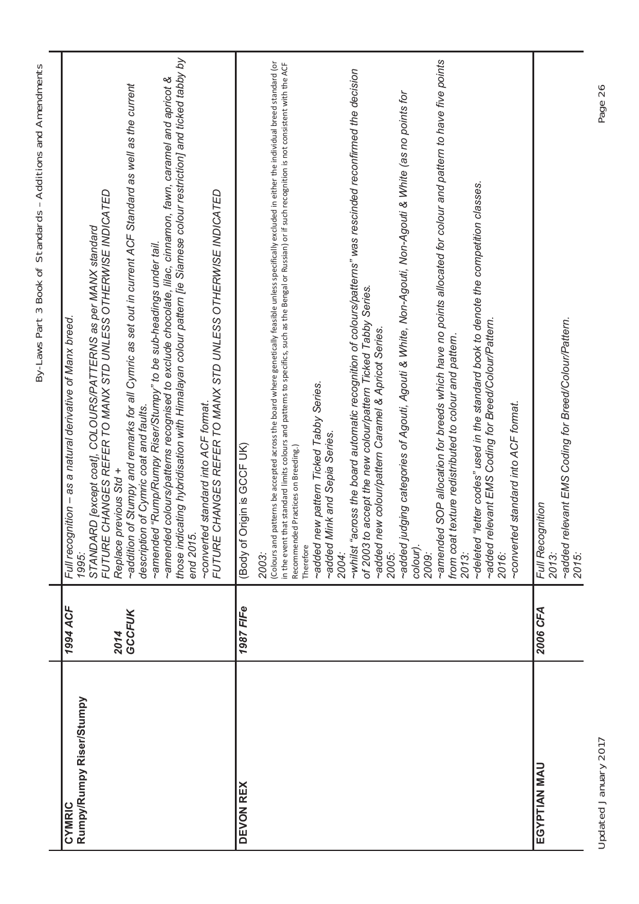| | | |
|---|---|---|
| **CYMRIC**<br>**Rumpy/Rumpy Riser/Stumpy** | ***1994 ACF***<br><br>***2014 GCCFUK*** | *Full recognition – as a natural derivative of Manx breed.*<br>*1995:*<br>*STANDARD [except coat], COLOURS/PATTERNS as per MANX standard*<br>*FUTURE CHANGES REFER TO MANX STD UNLESS OTHERWISE INDICATED*<br>*Replace previous Std +*<br>*~addition of Stumpy and remarks for all Cymric as set out in current ACF Standard as well as the current description of Cymric coat and faults.*<br>*~amended "Rump/Rumpy Riser/Stumpy" to be sub-headings under tail.*<br>*~amended colours/patterns recognised to exclude chocolate, lilac, cinnamon, fawn, caramel and apricot & those indicating hybridisation with Himalayan colour pattern [ie Siamese colour restriction] and ticked tabby by end 2015.*<br>*~converted standard into ACF format.*<br>*FUTURE CHANGES REFER TO MANX STD UNLESS OTHERWISE INDICATED* |
| **DEVON REX** | ***1987 FIFe*** | *(Body of Origin is GCCF UK)*<br>*2003:*<br>(Colours and patterns be accepted across the board where genetically feasible unless specifically excluded in either the individual breed standard (or in the event that standard limits colours and patterns to specifics, such as the Bengal or Russian) or if such recognition is not consistent with the ACF Recommended Practices on Breeding.)<br>Therefore<br>*~added new pattern Ticked Tabby Series.*<br>*~added Mink and Sepia Series.*<br>*2004:*<br>*~whilst "across the board automatic recognition of colours/patterns" was rescinded reconfirmed the decision of 2003 to accept the new colour/pattern Ticked Tabby Series.*<br>*~added new colour/pattern Caramel & Apricot Series.*<br>*2005:*<br>*~added judging categories of Agouti, Agouti & White, Non-Agouti, Non-Agouti & White (as no points for colour).*<br>*2009:*<br>*~amended SOP allocation for breeds which have no points allocated for colour and pattern to have five points from coat texture redistributed to colour and pattern.*<br>*2013:*<br>*~deleted "letter codes" used in the standard book to denote the competition classes.*<br>*~added relevant EMS Coding for Breed/Colour/Pattern.*<br>*2016:*<br>*~converted standard into ACF format.* |
| **EGYPTIAN MAU** | ***2006 CFA*** | *Full Recognition*<br>*2013:*<br>*~added relevant EMS Coding for Breed/Colour/Pattern.*<br>*2015:* |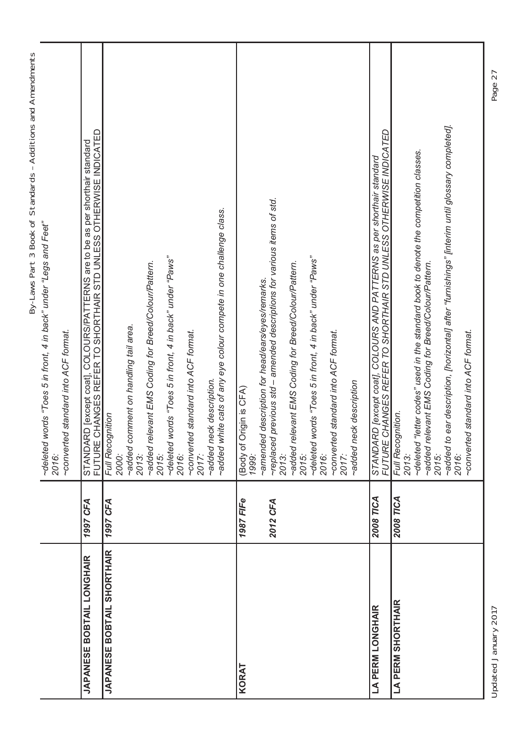| | | |
|---|---|---|
| | | *~deleted words "Toes 5 in front, 4 in back" under "Legs and Feet"*<br>*2016:*<br>*~converted standard into ACF format.* |
| **JAPANESE BOBTAIL LONGHAIR** | ***1997 CFA*** | STANDARD [except coat], COLOURS/PATTERNS are to be as per shorthair standard<br>FUTURE CHANGES REFER TO SHORTHAIR STD UNLESS OTHERWISE INDICATED |
| **JAPANESE BOBTAIL SHORTHAIR** | ***1997 CFA*** | *Full Recognition*<br>*2000:*<br>*~added comment on handling tail area.*<br>*2013:*<br>*~added relevant EMS Coding for Breed/Colour/Pattern.*<br>*2015:*<br>*~deleted words "Toes 5 in front, 4 in back" under "Paws"*<br>*2016:*<br>*~converted standard into ACF format.*<br>*2017:*<br>*~added neck description.*<br>*~added white cats of any eye colour compete in one challenge class.* |
| **KORAT** | ***1987 FIFe***<br><br>***2012 CFA*** | (Body of Origin is CFA)<br>*1999:*<br>*~amended description for head/ears/eyes/remarks.*<br>*~replaced previous std – amended descriptions for various items of std.*<br>*2013:*<br>*~added relevant EMS Coding for Breed/Colour/Pattern.*<br>*2015:*<br>*~deleted words "Toes 5 in front, 4 in back" under "Paws"*<br>*2016:*<br>*~converted standard into ACF format.*<br>*2017:*<br>*~added neck description* |
| **LA PERM LONGHAIR** | ***2008 TICA*** | *STANDARD [except coat], COLOURS AND PATTERNS as per shorthair standard*<br>*FUTURE CHANGES REFER TO SHORTHAIR STD UNLESS OTHERWISE INDICATED* |
| **LA PERM SHORTHAIR** | ***2008 TICA*** | *Full Recognition.*<br>*2013:*<br>*~deleted "letter codes" used in the standard book to denote the competition classes.*<br>*~added relevant EMS Coding for Breed/Colour/Pattern.*<br>*2015:*<br>*~added to ear description, [horizontal] after "furnishings" [interim until glossary completed].*<br>*2016:*<br>*~converted standard into ACF format.* |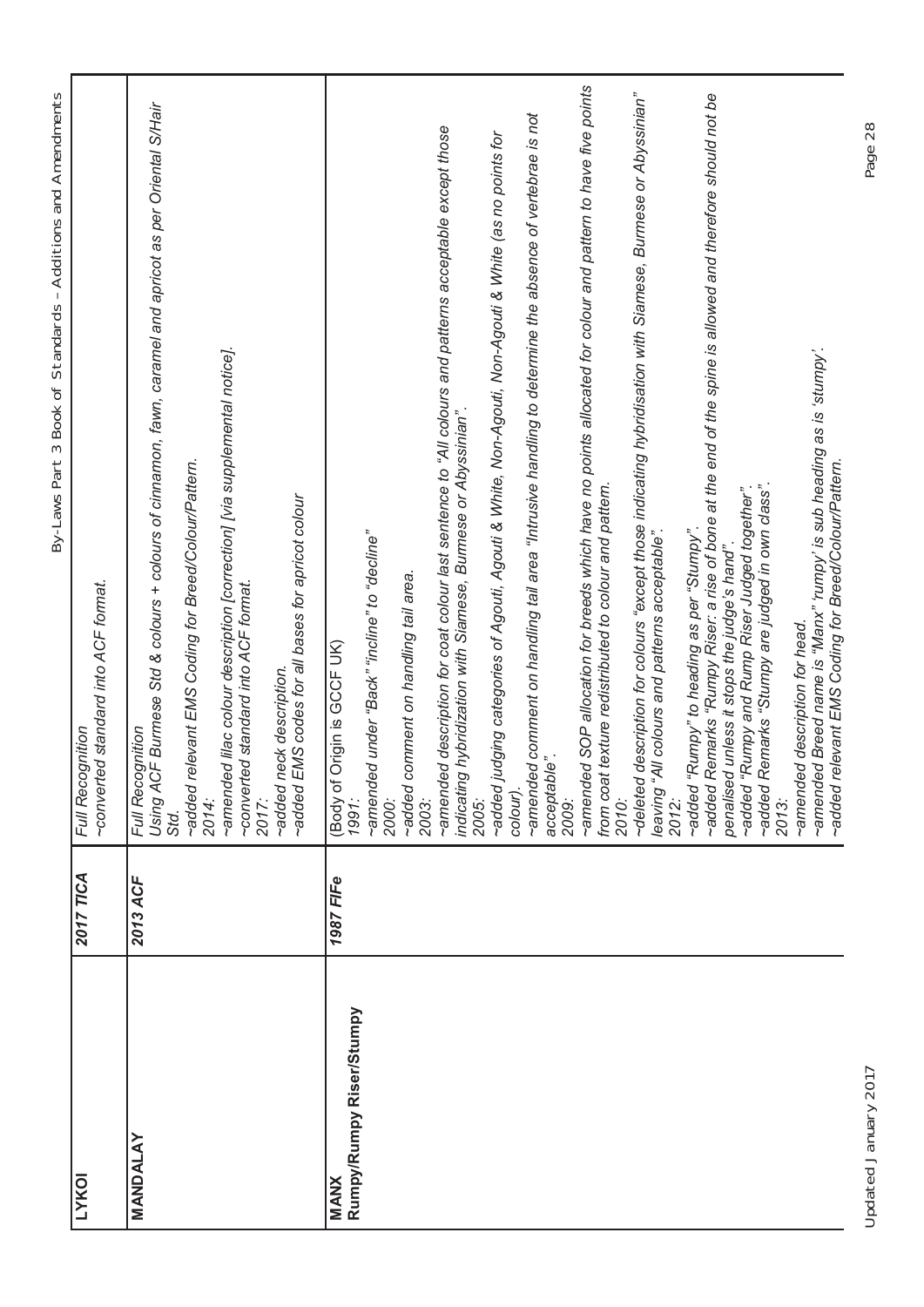| | | |
|---|---|---|
| **LYKOI** | ***2017 TICA*** | *Full Recognition*<br>*~converted standard into ACF format.* |
| **MANDALAY** | ***2013 ACF*** | *Full Recognition*<br>*Using ACF Burmese Std & colours + colours of cinnamon, fawn, caramel and apricot as per Oriental S/Hair Std.*<br>*~added relevant EMS Coding for Breed/Colour/Pattern.*<br>*2014:*<br>*~amended lilac colour description [correction] [via supplemental notice].*<br>*~converted standard into ACF format.*<br>*2017:*<br>*~added neck description.*<br>*~added EMS codes for all bases for apricot colour* |
| **MANX**<br>**Rumpy/Rumpy Riser/Stumpy** | ***1987 FIFe*** | *(Body of Origin is GCCF UK)*<br>*1991:*<br>*~amended under "Back" "incline" to "decline"*<br>*2000:*<br>*~added comment on handling tail area.*<br>*2003:*<br>*~amended description for coat colour last sentence to "All colours and patterns acceptable except those indicating hybridization with Siamese, Burmese or Abyssinian".*<br>*2005:*<br>*~added judging categories of Agouti, Agouti & White, Non-Agouti, Non-Agouti & White (as no points for colour).*<br>*~amended comment on handling tail area "Intrusive handling to determine the absence of vertebrae is not acceptable".*<br>*2009:*<br>*~amended SOP allocation for breeds which have no points allocated for colour and pattern to have five points from coat texture redistributed to colour and pattern.*<br>*2010:*<br>*~deleted description for colours "except those indicating hybridisation with Siamese, Burmese or Abyssinian" leaving "All colours and patterns acceptable".*<br>*2012:*<br>*~added "Rumpy" to heading as per "Stumpy".*<br>*~added Remarks "Rumpy Riser: a rise of bone at the end of the spine is allowed and therefore should not be penalised unless it stops the judge's hand".*<br>*~added "Rumpy and Rump Riser Judged together".*<br>*~added Remarks "Stumpy are judged in own class".*<br>*2013:*<br>*~amended description for head.*<br>*~amended Breed name is "Manx" 'rumpy' is sub heading as is 'stumpy'.*<br>*~added relevant EMS Coding for Breed/Colour/Pattern.* |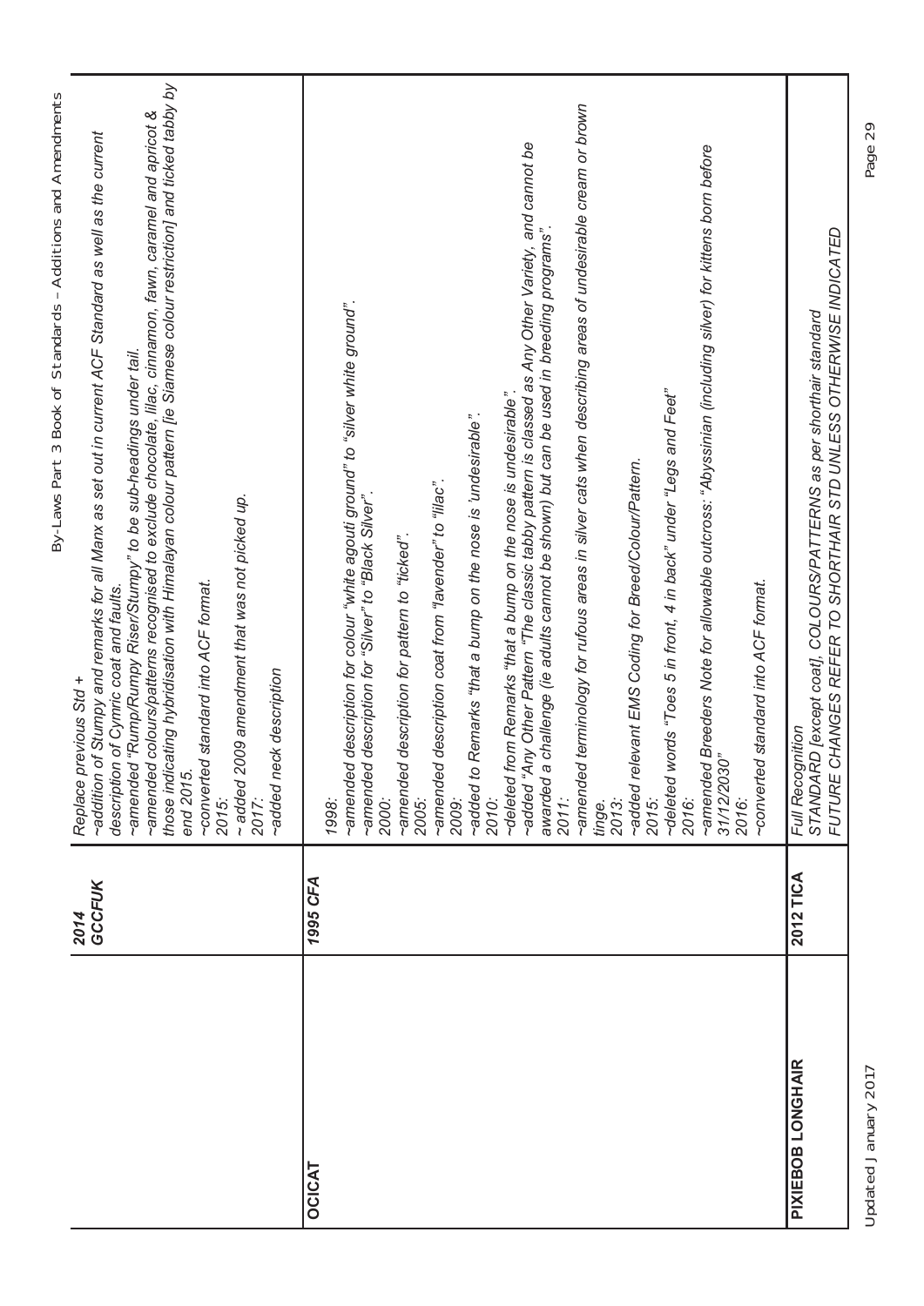| | | |
|---|---|---|
| | *2014 GCCFUK* | *Replace previous Std +*<br>*~addition of Stumpy and remarks for all Manx as set out in current ACF Standard as well as the current description of Cymric coat and faults.*<br>*~amended "Rump/Rumpy Riser/Stumpy" to be sub-headings under tail.*<br>*~amended colours/patterns recognised to exclude chocolate, lilac, cinnamon, fawn, caramel and apricot & those indicating hybridisation with Himalayan colour pattern [ie Siamese colour restriction] and ticked tabby by end 2015.*<br>*~converted standard into ACF format.*<br>*2015:*<br>*~ added 2009 amendment that was not picked up.*<br>*2017:*<br>*~added neck description* |
| **OCICAT** | *1995 CFA* | *1998:*<br>*~amended description for colour "white agouti ground" to "silver white ground".*<br>*~amended description for "Silver" to "Black Silver".*<br>*2000:*<br>*~amended description for pattern to "ticked".*<br>*2005:*<br>*~amended description coat from "lavender" to "lilac".*<br>*2009:*<br>*~added to Remarks "that a bump on the nose is 'undesirable".*<br>*2010:*<br>*~deleted from Remarks "that a bump on the nose is undesirable".*<br>*~added "Any Other Pattern "The classic tabby pattern is classed as Any Other Variety, and cannot be awarded a challenge (ie adults cannot be shown) but can be used in breeding programs".*<br>*2011:*<br>*~amended terminology for rufous areas in silver cats when describing areas of undesirable cream or brown tinge.*<br>*2013:*<br>*~added relevant EMS Coding for Breed/Colour/Pattern.*<br>*2015:*<br>*~deleted words "Toes 5 in front, 4 in back" under "Legs and Feet"*<br>*2016:*<br>*~amended Breeders Note for allowable outcross: "Abyssinian (including silver) for kittens born before 31/12/2030"*<br>*2016:*<br>*~converted standard into ACF format.* |
| **PIXIEBOB LONGHAIR** | **2012 TICA** | *Full Recognition*<br>*STANDARD [except coat], COLOURS/PATTERNS as per shorthair standard*<br>*FUTURE CHANGES REFER TO SHORTHAIR STD UNLESS OTHERWISE INDICATED* |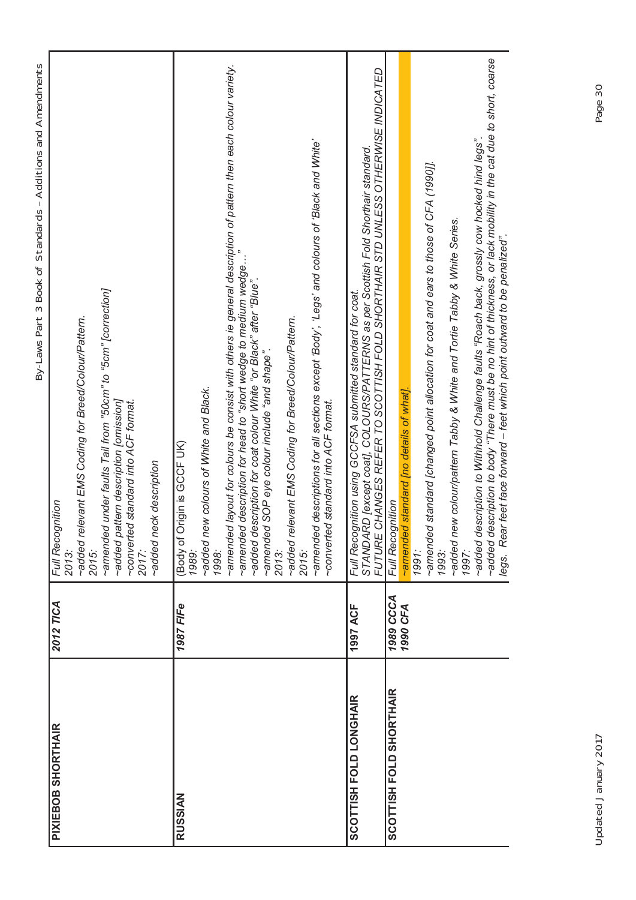| PIXIEBOB SHORTHAIR | 2012 TICA | Full Recognition<br>2013:<br>~added relevant EMS Coding for Breed/Colour/Pattern.<br>2015:<br>~amended under faults Tail from "50cm" to "5cm" [correction]<br>~added pattern description [omission]<br>~converted standard into ACF format.<br>2017:<br>~added neck description |
|---|---|---|
| RUSSIAN | 1987 FIFe | (Body of Origin is GCCF UK)<br>1989:<br>~added new colours of White and Black.<br>1998:<br>~amended layout for colours be consist with others ie general description of pattern then each colour variety.<br>~amended description for head to "short wedge to medium wedge…"<br>~added description for coat colour White "or Black" after "Blue".<br>~amended SOP eye colour include "and shape".<br>2013:<br>~added relevant EMS Coding for Breed/Colour/Pattern.<br>2015:<br>~amended descriptions for all sections except 'Body', 'Legs' and colours of 'Black and White'<br>~converted standard into ACF format. |
| SCOTTISH FOLD LONGHAIR | 1997 ACF | Full Recognition using GCCFSA submitted standard for coat.<br>STANDARD [except coat], COLOURS/PATTERNS as per Scottish Fold Shorthair standard.<br>FUTURE CHANGES REFER TO SCOTTISH FOLD SHORTHAIR STD UNLESS OTHERWISE INDICATED |
| SCOTTISH FOLD SHORTHAIR | 1989 CCCA<br>1990 CFA | Full Recognition<br>~amended standard [no details of what].<br>1991:<br>~amended standard [changed point allocation for coat and ears to those of CFA (1990)].<br>1993:<br>~added new colour/pattern Tabby & White and Tortie Tabby & White Series.<br>1997:<br>~added description to Withhold Challenge faults "Roach back, grossly cow hocked hind legs".<br>~added description to body "There must be no hint of thickness, or lack mobility in the cat due to short, coarse legs. Rear feet face forward – feet which point outward to be penalized". |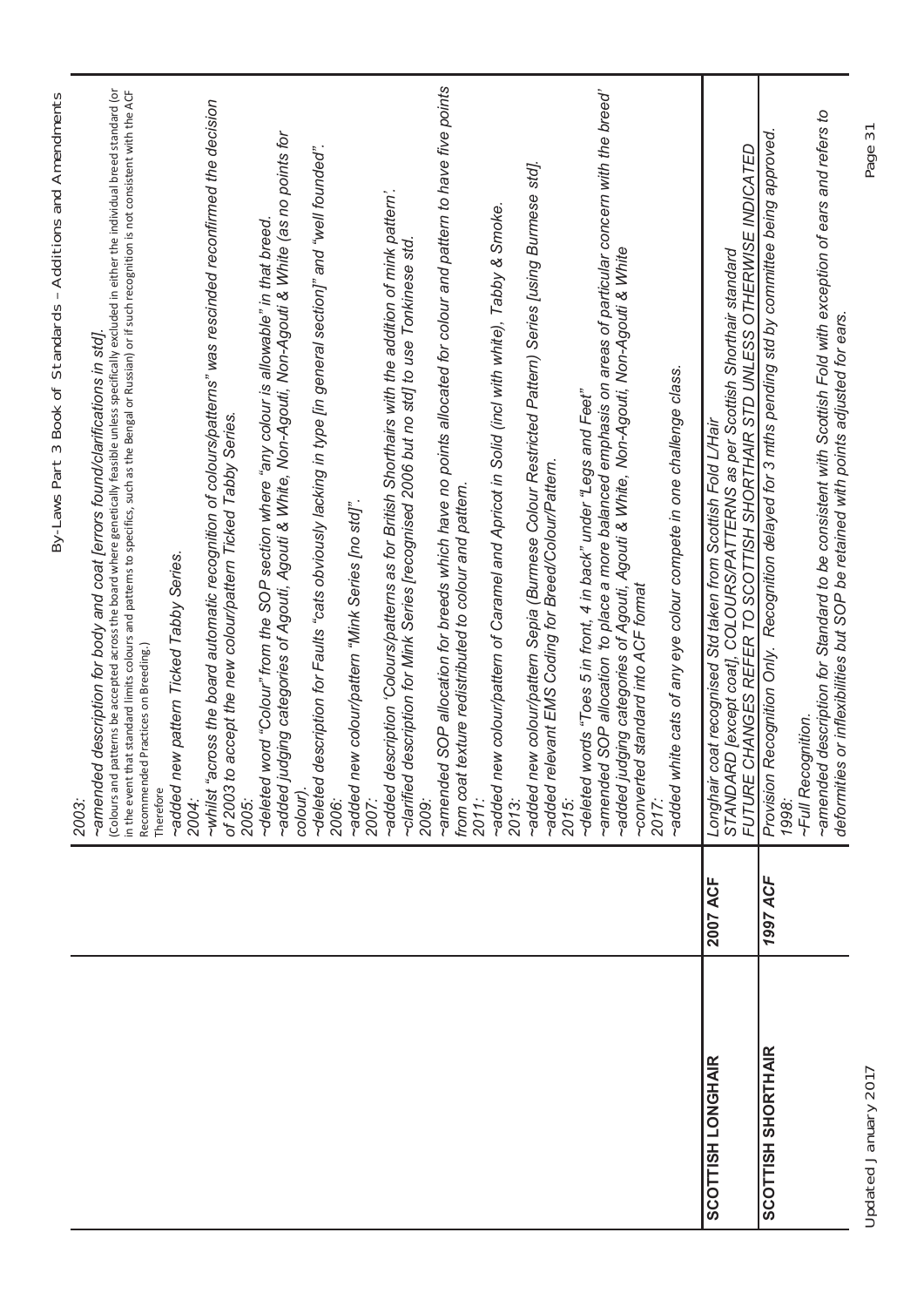| | | |
|---|---|---|
| | | 2003:<br>~amended description for body and coat [errors found/clarifications in std].<br>(Colours and patterns be accepted across the board where genetically feasible unless specifically excluded in either the individual breed standard (or in the event that standard limits colours and patterns to specifics, such as the Bengal or Russian) or if such recognition is not consistent with the ACF Recommended Practices on Breeding.)<br>Therefore<br>~added new pattern Ticked Tabby Series.<br>2004:<br>~whilst "across the board automatic recognition of colours/patterns" was rescinded reconfirmed the decision of 2003 to accept the new colour/pattern Ticked Tabby Series.<br>2005:<br>~deleted word "Colour" from the SOP section where "any colour is allowable" in that breed.<br>~added judging categories of Agouti, Agouti & White, Non-Agouti, Non-Agouti & White (as no points for colour).<br>~deleted description for Faults "cats obviously lacking in type [in general section]" and "well founded".<br>2006:<br>~added new colour/pattern "Mink Series [no std]".<br>2007:<br>~added description 'Colours/patterns as for British Shorthairs with the addition of mink pattern'.<br>~clarified description for Mink Series [recognised 2006 but no std] to use Tonkinese std.<br>2009:<br>~amended SOP allocation for breeds which have no points allocated for colour and pattern to have five points from coat texture redistributed to colour and pattern.<br>2011:<br>~added new colour/pattern of Caramel and Apricot in Solid (incl with white), Tabby & Smoke.<br>2013:<br>~added new colour/pattern Sepia (Burmese Colour Restricted Pattern) Series [using Burmese std].<br>~added relevant EMS Coding for Breed/Colour/Pattern.<br>2015:<br>~deleted words "Toes 5 in front, 4 in back" under "Legs and Feet"<br>~amended SOP allocation 'to place a more balanced emphasis on areas of particular concern with the breed'<br>~added judging categories of Agouti, Agouti & White, Non-Agouti, Non-Agouti & White<br>~converted standard into ACF format<br>2017:<br>~added white cats of any eye colour compete in one challenge class. |
| **SCOTTISH LONGHAIR** | **2007 ACF** | Longhair coat recognised Std taken from Scottish Fold L/Hair<br>STANDARD [except coat], COLOURS/PATTERNS as per Scottish Shorthair standard<br>FUTURE CHANGES REFER TO SCOTTISH SHORTHAIR STD UNLESS OTHERWISE INDICATED |
| **SCOTTISH SHORTHAIR** | ***1997 ACF*** | Provision Recognition Only. Recognition delayed for 3 mths pending std by committee being approved.<br>1998:<br>~Full Recognition.<br>~amended description for Standard to be consistent with Scottish Fold with exception of ears and refers to deformities or inflexibilities but SOP be retained with points adjusted for ears. |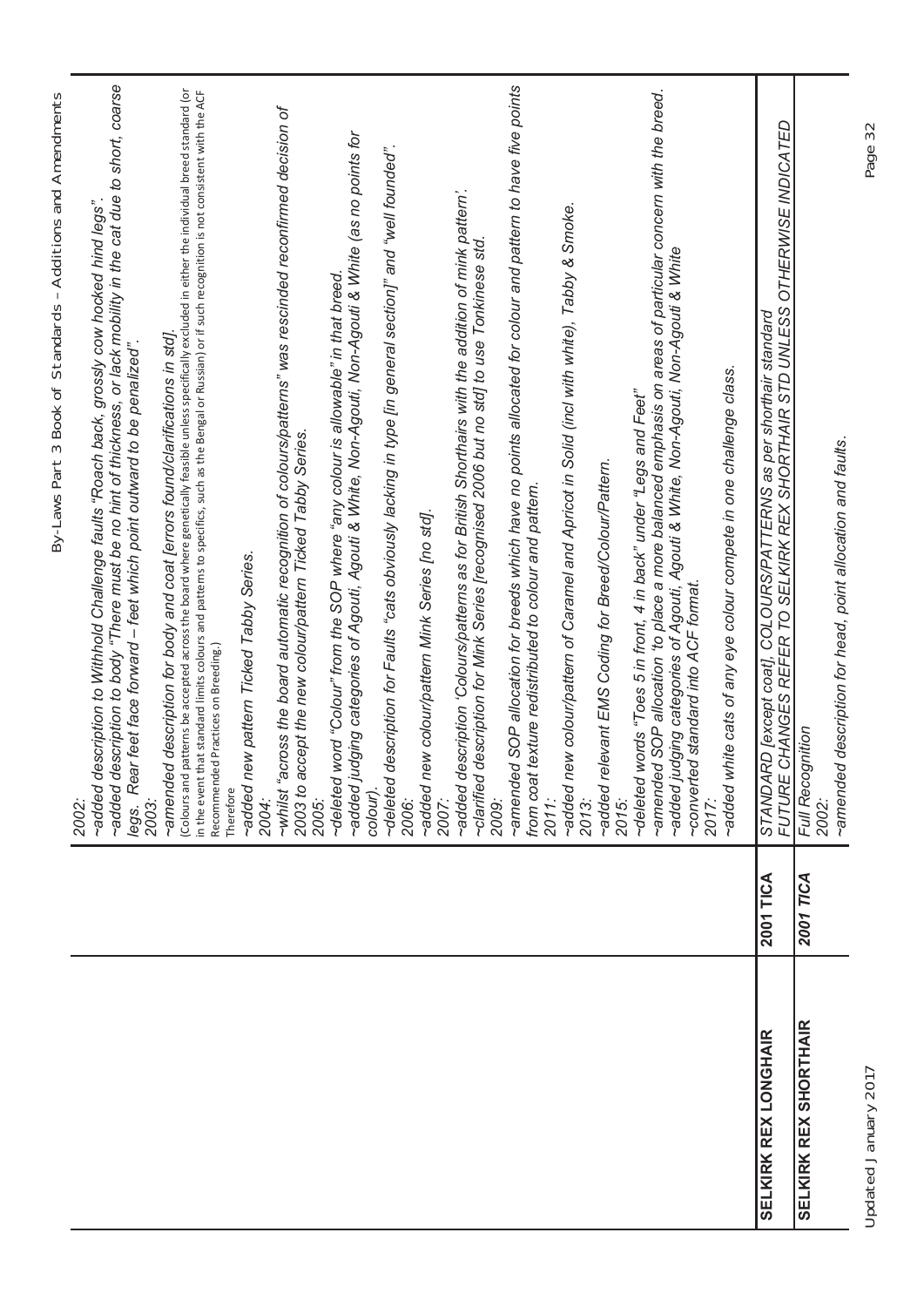| | | |
|---|---|---|
| | | 2002:<br>~added description to Withhold Challenge faults "Roach back, grossly cow hocked hind legs".<br>~added description to body "There must be no hint of thickness, or lack mobility in the cat due to short, coarse legs. Rear feet face forward – feet which point outward to be penalized".<br>2003:<br>~amended description for body and coat [errors found/clarifications in std].<br>(Colours and patterns be accepted across the board where genetically feasible unless specifically excluded in either the individual breed standard (or in the event that standard limits colours and patterns to specifics, such as the Bengal or Russian) or if such recognition is not consistent with the ACF Recommended Practices on Breeding.)<br>Therefore<br>~added new pattern Ticked Tabby Series.<br>2004:<br>~whilst "across the board automatic recognition of colours/patterns" was rescinded reconfirmed decision of 2003 to accept the new colour/pattern Ticked Tabby Series.<br>2005:<br>~deleted word "Colour" from the SOP where "any colour is allowable" in that breed.<br>~added judging categories of Agouti, Agouti & White, Non-Agouti, Non-Agouti & White (as no points for colour).<br>~deleted description for Faults "cats obviously lacking in type [in general section]" and "well founded".<br>2006:<br>~added new colour/pattern Mink Series [no std].<br>2007:<br>~added description 'Colours/patterns as for British Shorthairs with the addition of mink pattern'.<br>~clarified description for Mink Series [recognised 2006 but no std] to use Tonkinese std.<br>2009:<br>~amended SOP allocation for breeds which have no points allocated for colour and pattern to have five points from coat texture redistributed to colour and pattern.<br>2011:<br>~added new colour/pattern of Caramel and Apricot in Solid (incl with white), Tabby & Smoke.<br>2013:<br>~added relevant EMS Coding for Breed/Colour/Pattern.<br>2015:<br>~deleted words "Toes 5 in front, 4 in back" under "Legs and Feet"<br>~amended SOP allocation 'to place a more balanced emphasis on areas of particular concern with the breed.<br>~added judging categories of Agouti, Agouti & White, Non-Agouti, Non-Agouti & White<br>~converted standard into ACF format.<br>2017:<br>~added white cats of any eye colour compete in one challenge class. |
| **SELKIRK REX LONGHAIR** | **2001 TICA** | STANDARD [except coat], COLOURS/PATTERNS as per shorthair standard<br>FUTURE CHANGES REFER TO SELKIRK REX SHORTHAIR STD UNLESS OTHERWISE INDICATED |
| **SELKIRK REX SHORTHAIR** | ***2001 TICA*** | Full Recognition<br>2002:<br>~amended description for head, point allocation and faults. |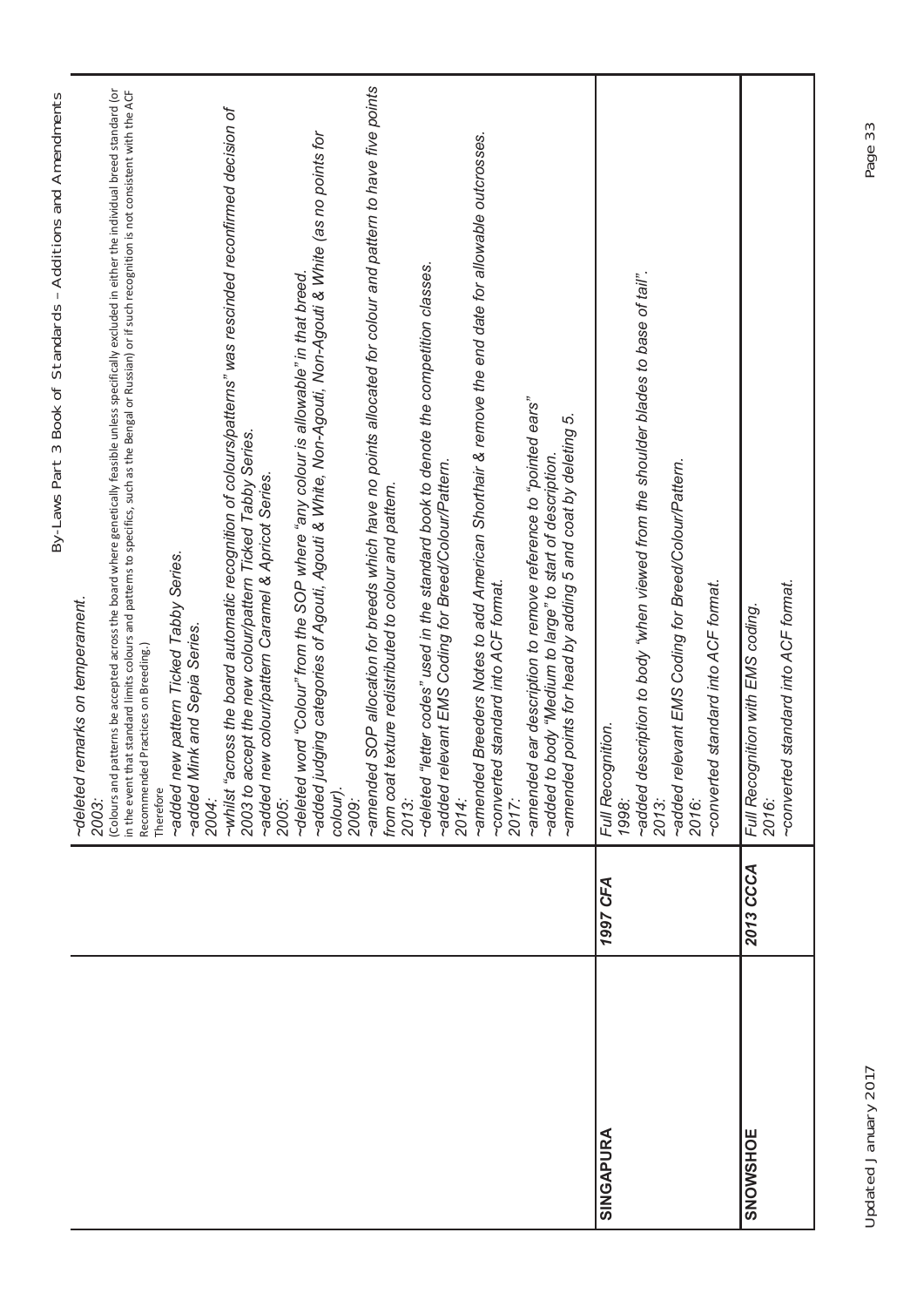| | | |
|---|---|---|
| | | ~deleted remarks on temperament.<br>2003:<br>(Colours and patterns be accepted across the board where genetically feasible unless specifically excluded in either the individual breed standard (or in the event that standard limits colours and patterns to specifics, such as the Bengal or Russian) or if such recognition is not consistent with the ACF Recommended Practices on Breeding.)<br>Therefore<br>~added new pattern Ticked Tabby Series.<br>~added Mink and Sepia Series.<br>2004:<br>~whilst "across the board automatic recognition of colours/patterns" was rescinded reconfirmed decision of 2003 to accept the new colour/pattern Ticked Tabby Series.<br>~added new colour/pattern Caramel & Apricot Series.<br>2005:<br>~deleted word "Colour" from the SOP where "any colour is allowable" in that breed.<br>~added judging categories of Agouti, Agouti & White, Non-Agouti, Non-Agouti & White (as no points for colour).<br>2009:<br>~amended SOP allocation for breeds which have no points allocated for colour and pattern to have five points from coat texture redistributed to colour and pattern.<br>2013:<br>~deleted "letter codes" used in the standard book to denote the competition classes.<br>~added relevant EMS Coding for Breed/Colour/Pattern.<br>2014:<br>~amended Breeders Notes to add American Shorthair & remove the end date for allowable outcrosses.<br>~converted standard into ACF format.<br>2017:<br>~amended ear description to remove reference to "pointed ears"<br>~added to body "Medium to large" to start of description.<br>~amended points for head by adding 5 and coat by deleting 5. |
| SINGAPURA | 1997 CFA | Full Recognition.<br>1998:<br>~added description to body "when viewed from the shoulder blades to base of tail".<br>2013:<br>~added relevant EMS Coding for Breed/Colour/Pattern.<br>2016:<br>~converted standard into ACF format. |
| SNOWSHOE | 2013 CCCA | Full Recognition with EMS coding.<br>2016:<br>~converted standard into ACF format. |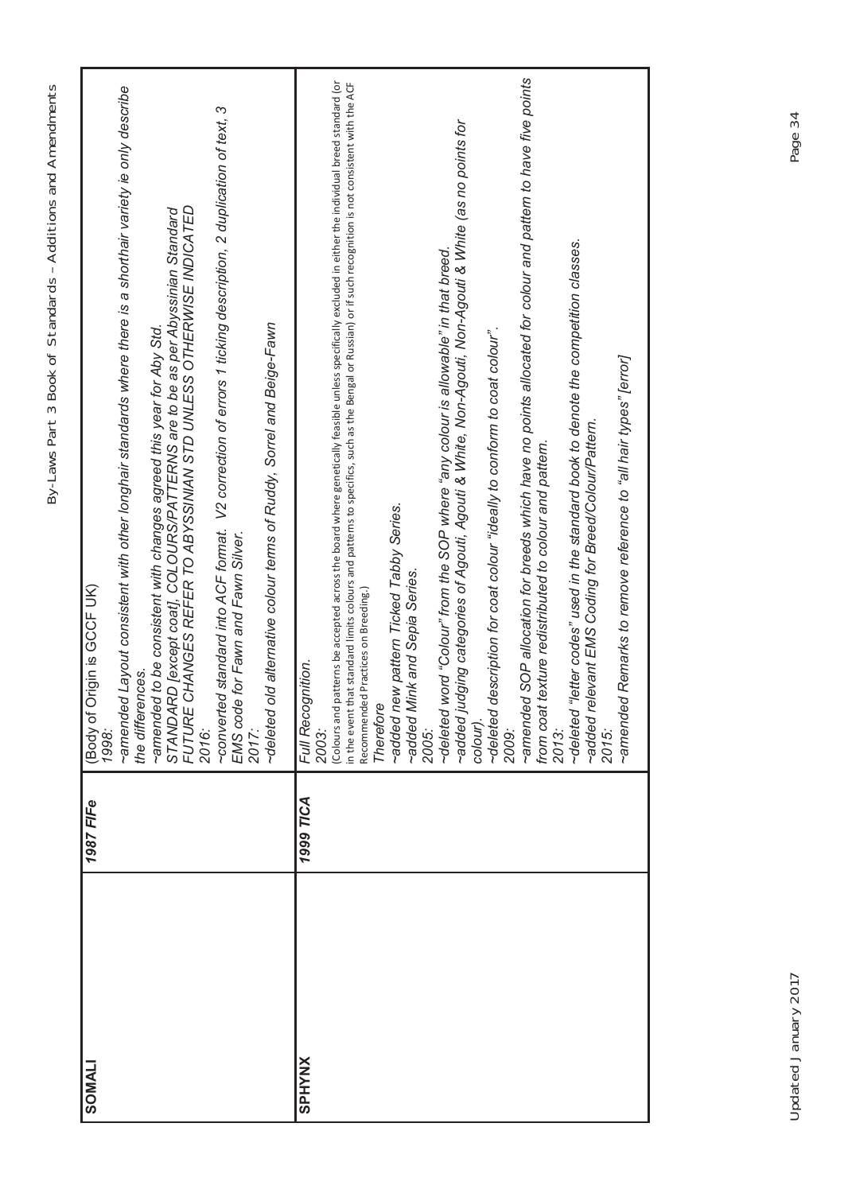| | | |
|---|---|---|
| **SOMALI** | ***1987 FIFe*** | (Body of Origin is GCCF UK)<br>*1998:*<br>*~amended Layout consistent with other longhair standards where there is a shorthair variety ie only describe the differences.*<br>*~amended to be consistent with changes agreed this year for Aby Std.*<br>*STANDARD [except coat], COLOURS/PATTERNS are to be as per Abyssinian Standard*<br>*FUTURE CHANGES REFER TO ABYSSINIAN STD UNLESS OTHERWISE INDICATED*<br>*2016:*<br>*~converted standard into ACF format. V2 correction of errors 1 ticking description, 2 duplication of text, 3 EMS code for Fawn and Fawn Silver.*<br>*2017:*<br>*~deleted old alternative colour terms of Ruddy, Sorrel and Beige-Fawn* |
| **SPHYNX** | ***1999 TICA*** | *Full Recognition.*<br>*2003:*<br>(Colours and patterns be accepted across the board where genetically feasible unless specifically excluded in either the individual breed standard (or in the event that standard limits colours and patterns to specifics, such as the Bengal or Russian) or if such recognition is not consistent with the ACF Recommended Practices on Breeding.)<br>*Therefore*<br>*~added new pattern Ticked Tabby Series.*<br>*~added Mink and Sepia Series.*<br>*2005:*<br>*~deleted word "Colour" from the SOP where "any colour is allowable" in that breed.*<br>*~added judging categories of Agouti, Agouti & White, Non-Agouti, Non-Agouti & White (as no points for colour).*<br>*~deleted description for coat colour "ideally to conform to coat colour".*<br>*2009:*<br>*~amended SOP allocation for breeds which have no points allocated for colour and pattern to have five points from coat texture redistributed to colour and pattern.*<br>*2013:*<br>*~deleted "letter codes" used in the standard book to denote the competition classes.*<br>*~added relevant EMS Coding for Breed/Colour/Pattern.*<br>*2015:*<br>*~amended Remarks to remove reference to "all hair types" [error]* |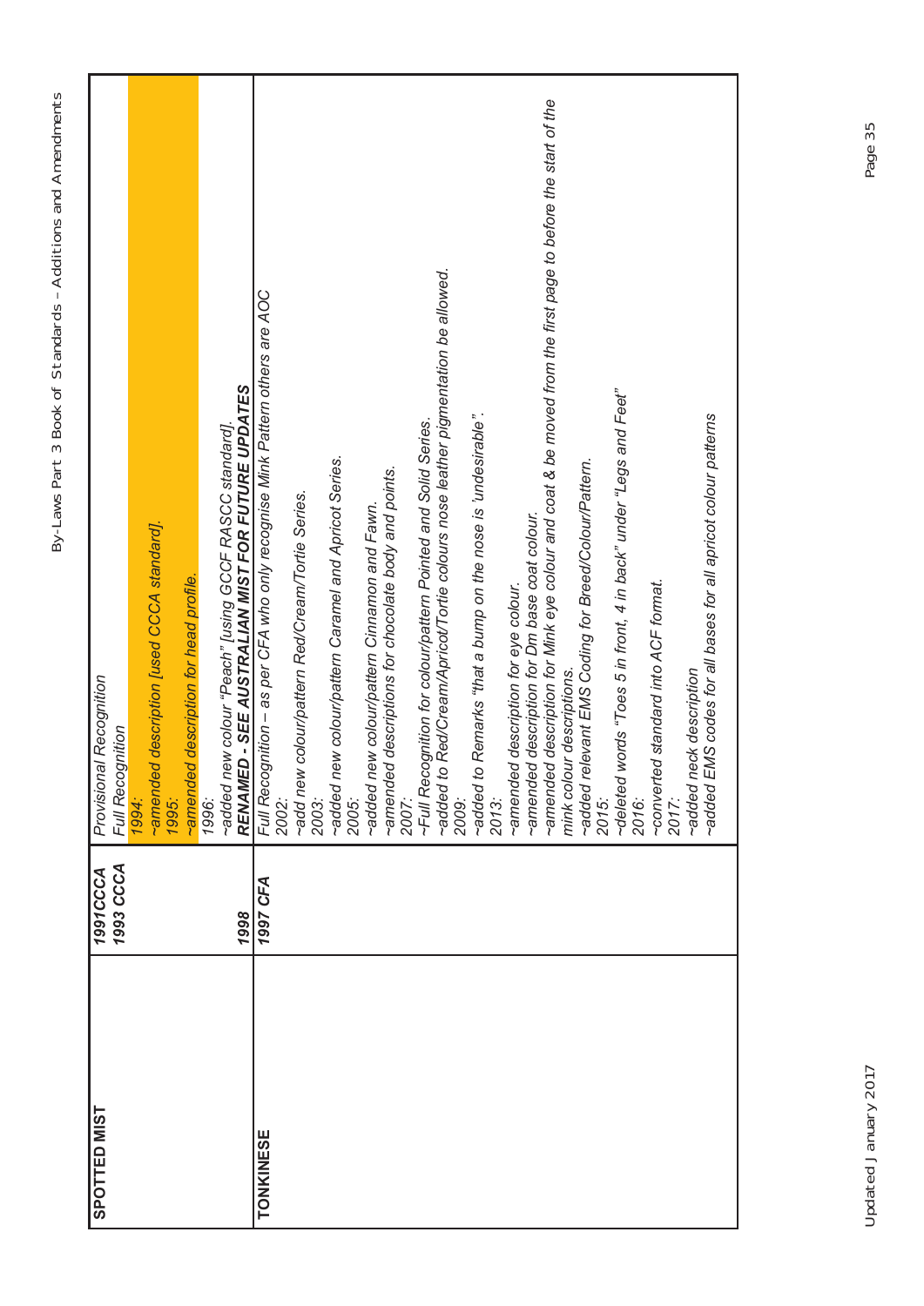| | | |
|---|---|---|
| **SPOTTED MIST** | *1991CCCA* | *Provisional Recognition* |
| | *1993 CCCA* | *Full Recognition* |
| | | *1994:* |
| | | *~amended description [used CCCA standard].* |
| | | *1995:* |
| | | *~amended description for head profile.* |
| | | *1996:* |
| | | *~added new colour "Peach" [using GCCF RASCC standard].* |
| | *1998* | ***RENAMED - SEE AUSTRALIAN MIST FOR FUTURE UPDATES*** |
| **TONKINESE** | *1997 CFA* | *Full Recognition – as per CFA who only recognise Mink Pattern others are AOC* |
| | | *2002:* |
| | | *~add new colour/pattern Red/Cream/Tortie Series.* |
| | | *2003:* |
| | | *~added new colour/pattern Caramel and Apricot Series.* |
| | | *2005:* |
| | | *~added new colour/pattern Cinnamon and Fawn.* |
| | | *~amended descriptions for chocolate body and points.* |
| | | *2007:* |
| | | *~Full Recognition for colour/pattern Pointed and Solid Series.* |
| | | *~added to Red/Cream/Apricot/Tortie colours nose leather pigmentation be allowed.* |
| | | *2009:* |
| | | *~added to Remarks "that a bump on the nose is 'undesirable".* |
| | | *2013:* |
| | | *~amended description for eye colour.* |
| | | *~amended description for Dm base coat colour.* |
| | | *~amended description for Mink eye colour and coat & be moved from the first page to before the start of the mink colour descriptions.* |
| | | *~added relevant EMS Coding for Breed/Colour/Pattern.* |
| | | *2015:* |
| | | *~deleted words "Toes 5 in front, 4 in back" under "Legs and Feet"* |
| | | *2016:* |
| | | *~converted standard into ACF format.* |
| | | *2017:* |
| | | *~added neck description* |
| | | *~added EMS codes for all bases for all apricot colour patterns* |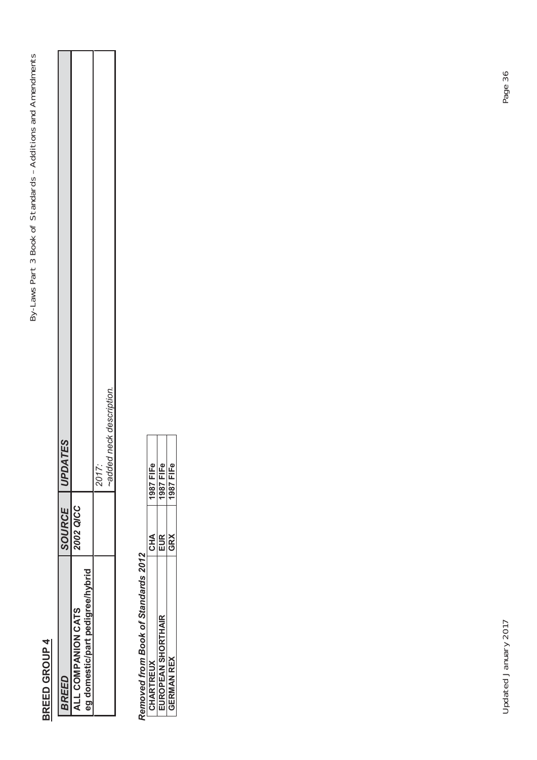## BREED GROUP 4

| *BREED* | *SOURCE* | *UPDATES* |
|---|---|---|
| **ALL COMPANION CATS eg domestic/part pedigree/hybrid** | ***2002 QICC*** | |
| | | *2017: ~added neck description.* |

***Removed from Book of Standards 2012***

| | | |
|---|---|---|
| **CHARTREUX** | **CHA** | **1987 FIFe** |
| **EUROPEAN SHORTHAIR** | **EUR** | **1987 FIFe** |
| **GERMAN REX** | **GRX** | **1987 FIFe** |